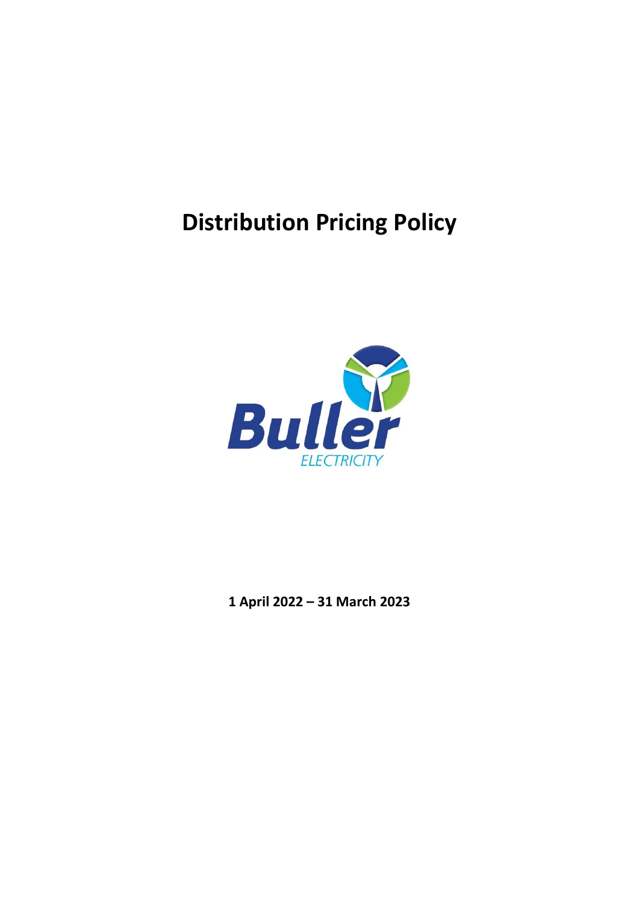# Distribution Pricing Policy

Buller ELECTRICITY

**1 April 2022 – 31 March 2023**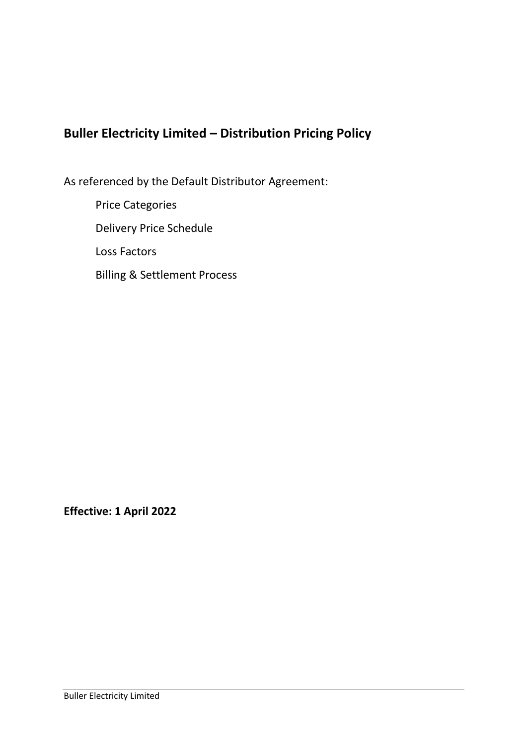## Buller Electricity Limited – Distribution Pricing Policy

As referenced by the Default Distributor Agreement:

- Price Categories
- Delivery Price Schedule
- Loss Factors
- Billing & Settlement Process

**Effective: 1 April 2022**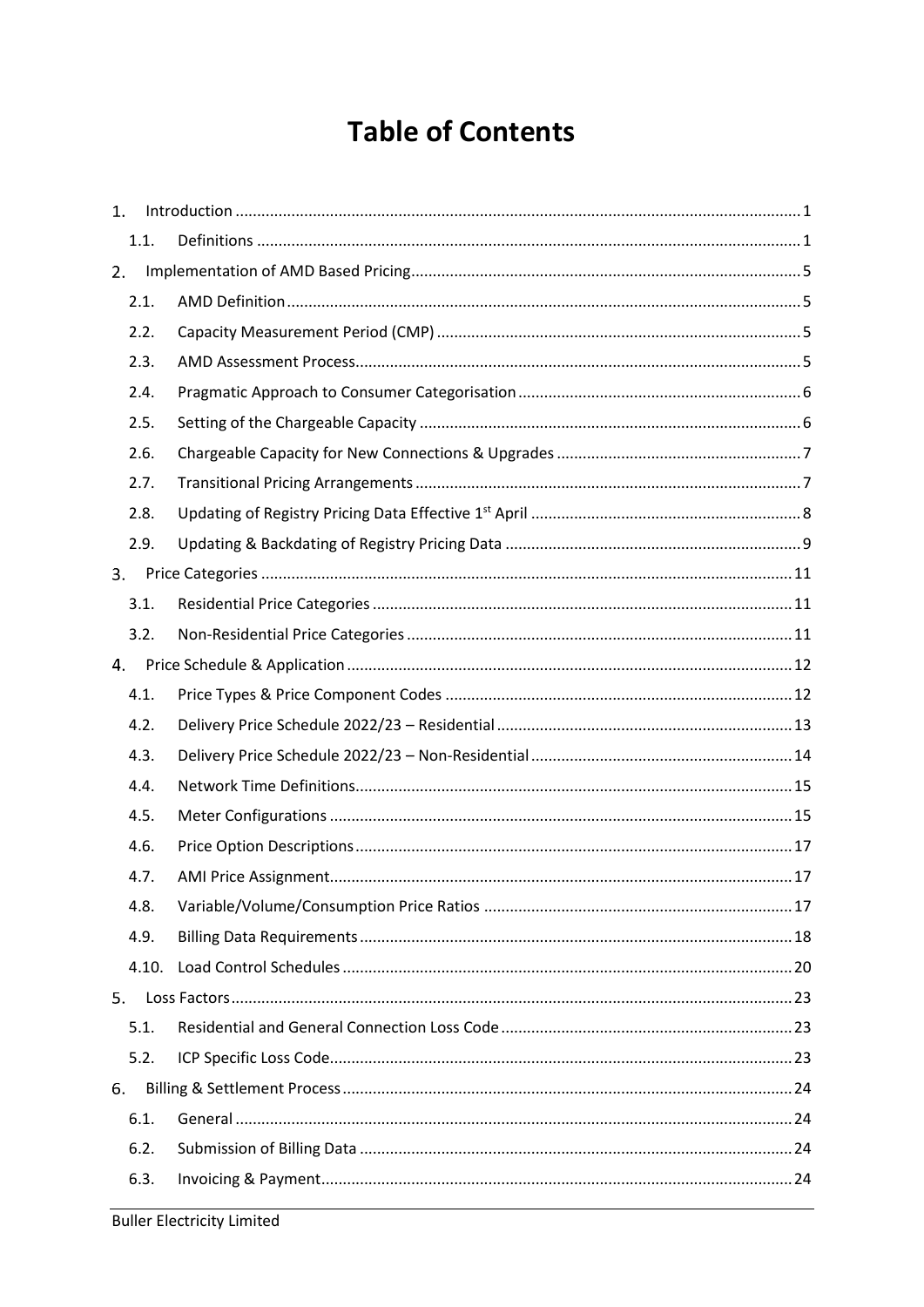# Table of Contents

1. Introduction ..... 1
   1.1. Definitions ..... 1
2. Implementation of AMD Based Pricing ..... 5
   2.1. AMD Definition ..... 5
   2.2. Capacity Measurement Period (CMP) ..... 5
   2.3. AMD Assessment Process ..... 5
   2.4. Pragmatic Approach to Consumer Categorisation ..... 6
   2.5. Setting of the Chargeable Capacity ..... 6
   2.6. Chargeable Capacity for New Connections & Upgrades ..... 7
   2.7. Transitional Pricing Arrangements ..... 7
   2.8. Updating of Registry Pricing Data Effective 1st April ..... 8
   2.9. Updating & Backdating of Registry Pricing Data ..... 9
3. Price Categories ..... 11
   3.1. Residential Price Categories ..... 11
   3.2. Non-Residential Price Categories ..... 11
4. Price Schedule & Application ..... 12
   4.1. Price Types & Price Component Codes ..... 12
   4.2. Delivery Price Schedule 2022/23 – Residential ..... 13
   4.3. Delivery Price Schedule 2022/23 – Non-Residential ..... 14
   4.4. Network Time Definitions ..... 15
   4.5. Meter Configurations ..... 15
   4.6. Price Option Descriptions ..... 17
   4.7. AMI Price Assignment ..... 17
   4.8. Variable/Volume/Consumption Price Ratios ..... 17
   4.9. Billing Data Requirements ..... 18
   4.10. Load Control Schedules ..... 20
5. Loss Factors ..... 23
   5.1. Residential and General Connection Loss Code ..... 23
   5.2. ICP Specific Loss Code ..... 23
6. Billing & Settlement Process ..... 24
   6.1. General ..... 24
   6.2. Submission of Billing Data ..... 24
   6.3. Invoicing & Payment ..... 24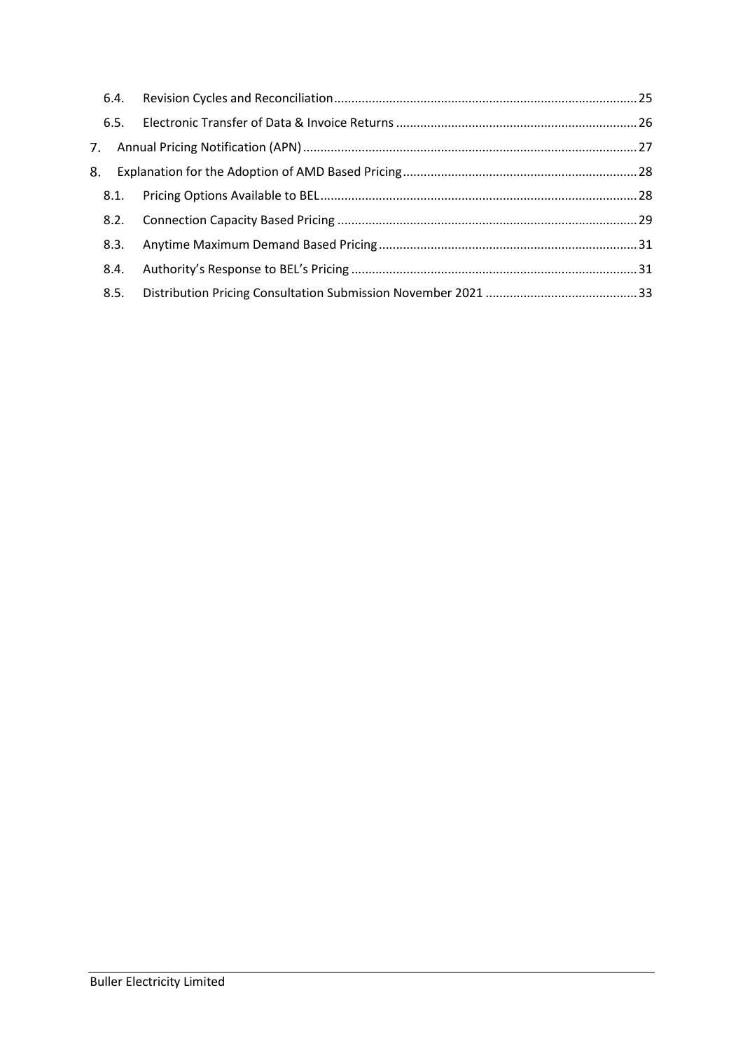6.4. Revision Cycles and Reconciliation ........................................................................................ 25

6.5. Electronic Transfer of Data & Invoice Returns ....................................................................... 26

7. Annual Pricing Notification (APN) .................................................................................................. 27

8. Explanation for the Adoption of AMD Based Pricing ...................................................................... 28

8.1. Pricing Options Available to BEL ........................................................................................... 28

8.2. Connection Capacity Based Pricing ....................................................................................... 29

8.3. Anytime Maximum Demand Based Pricing ........................................................................... 31

8.4. Authority's Response to BEL's Pricing ................................................................................... 31

8.5. Distribution Pricing Consultation Submission November 2021 ............................................. 33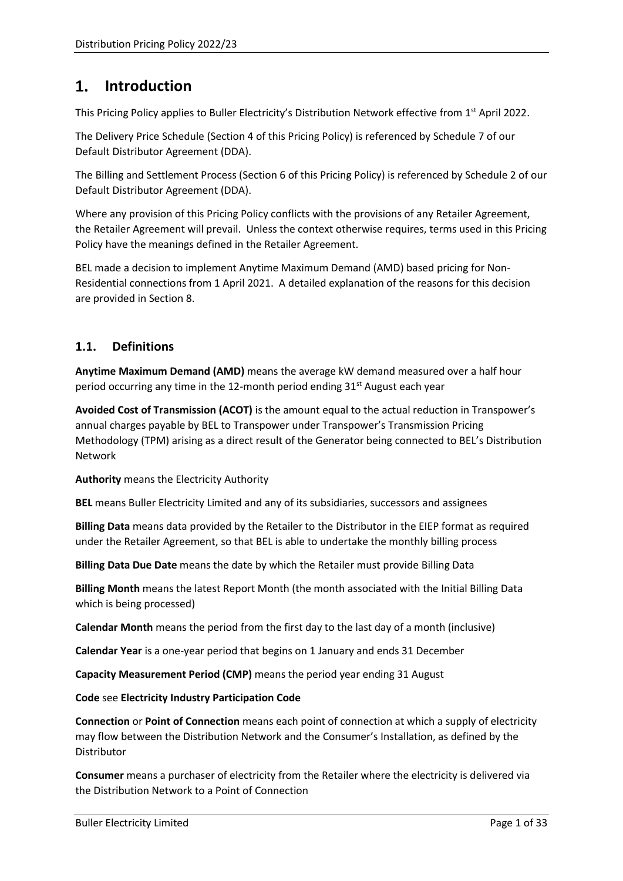# 1. Introduction

This Pricing Policy applies to Buller Electricity's Distribution Network effective from 1st April 2022.

The Delivery Price Schedule (Section 4 of this Pricing Policy) is referenced by Schedule 7 of our Default Distributor Agreement (DDA).

The Billing and Settlement Process (Section 6 of this Pricing Policy) is referenced by Schedule 2 of our Default Distributor Agreement (DDA).

Where any provision of this Pricing Policy conflicts with the provisions of any Retailer Agreement, the Retailer Agreement will prevail. Unless the context otherwise requires, terms used in this Pricing Policy have the meanings defined in the Retailer Agreement.

BEL made a decision to implement Anytime Maximum Demand (AMD) based pricing for Non-Residential connections from 1 April 2021. A detailed explanation of the reasons for this decision are provided in Section 8.

## 1.1. Definitions

**Anytime Maximum Demand (AMD)** means the average kW demand measured over a half hour period occurring any time in the 12-month period ending 31st August each year

**Avoided Cost of Transmission (ACOT)** is the amount equal to the actual reduction in Transpower's annual charges payable by BEL to Transpower under Transpower's Transmission Pricing Methodology (TPM) arising as a direct result of the Generator being connected to BEL's Distribution Network

**Authority** means the Electricity Authority

**BEL** means Buller Electricity Limited and any of its subsidiaries, successors and assignees

**Billing Data** means data provided by the Retailer to the Distributor in the EIEP format as required under the Retailer Agreement, so that BEL is able to undertake the monthly billing process

**Billing Data Due Date** means the date by which the Retailer must provide Billing Data

**Billing Month** means the latest Report Month (the month associated with the Initial Billing Data which is being processed)

**Calendar Month** means the period from the first day to the last day of a month (inclusive)

**Calendar Year** is a one-year period that begins on 1 January and ends 31 December

**Capacity Measurement Period (CMP)** means the period year ending 31 August

**Code** see **Electricity Industry Participation Code**

**Connection** or **Point of Connection** means each point of connection at which a supply of electricity may flow between the Distribution Network and the Consumer's Installation, as defined by the Distributor

**Consumer** means a purchaser of electricity from the Retailer where the electricity is delivered via the Distribution Network to a Point of Connection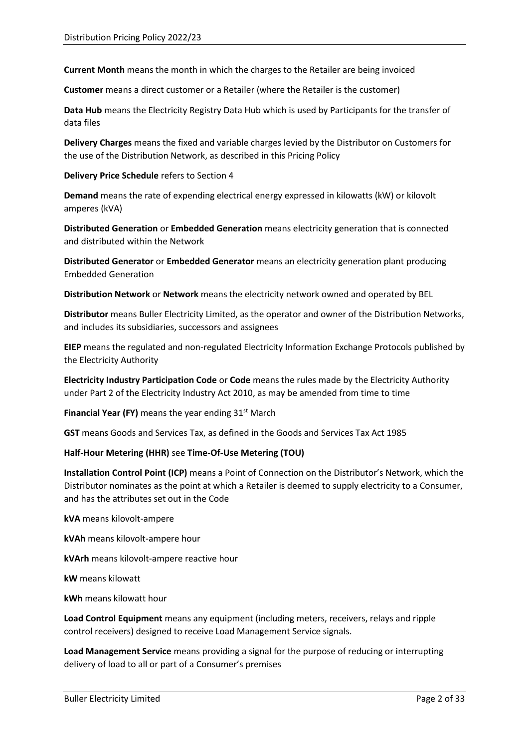**Current Month** means the month in which the charges to the Retailer are being invoiced

**Customer** means a direct customer or a Retailer (where the Retailer is the customer)

**Data Hub** means the Electricity Registry Data Hub which is used by Participants for the transfer of data files

**Delivery Charges** means the fixed and variable charges levied by the Distributor on Customers for the use of the Distribution Network, as described in this Pricing Policy

**Delivery Price Schedule** refers to Section 4

**Demand** means the rate of expending electrical energy expressed in kilowatts (kW) or kilovolt amperes (kVA)

**Distributed Generation** or **Embedded Generation** means electricity generation that is connected and distributed within the Network

**Distributed Generator** or **Embedded Generator** means an electricity generation plant producing Embedded Generation

**Distribution Network** or **Network** means the electricity network owned and operated by BEL

**Distributor** means Buller Electricity Limited, as the operator and owner of the Distribution Networks, and includes its subsidiaries, successors and assignees

**EIEP** means the regulated and non-regulated Electricity Information Exchange Protocols published by the Electricity Authority

**Electricity Industry Participation Code** or **Code** means the rules made by the Electricity Authority under Part 2 of the Electricity Industry Act 2010, as may be amended from time to time

**Financial Year (FY)** means the year ending 31st March

**GST** means Goods and Services Tax, as defined in the Goods and Services Tax Act 1985

**Half-Hour Metering (HHR)** see **Time-Of-Use Metering (TOU)**

**Installation Control Point (ICP)** means a Point of Connection on the Distributor's Network, which the Distributor nominates as the point at which a Retailer is deemed to supply electricity to a Consumer, and has the attributes set out in the Code

**kVA** means kilovolt-ampere

**kVAh** means kilovolt-ampere hour

**kVArh** means kilovolt-ampere reactive hour

**kW** means kilowatt

**kWh** means kilowatt hour

**Load Control Equipment** means any equipment (including meters, receivers, relays and ripple control receivers) designed to receive Load Management Service signals.

**Load Management Service** means providing a signal for the purpose of reducing or interrupting delivery of load to all or part of a Consumer's premises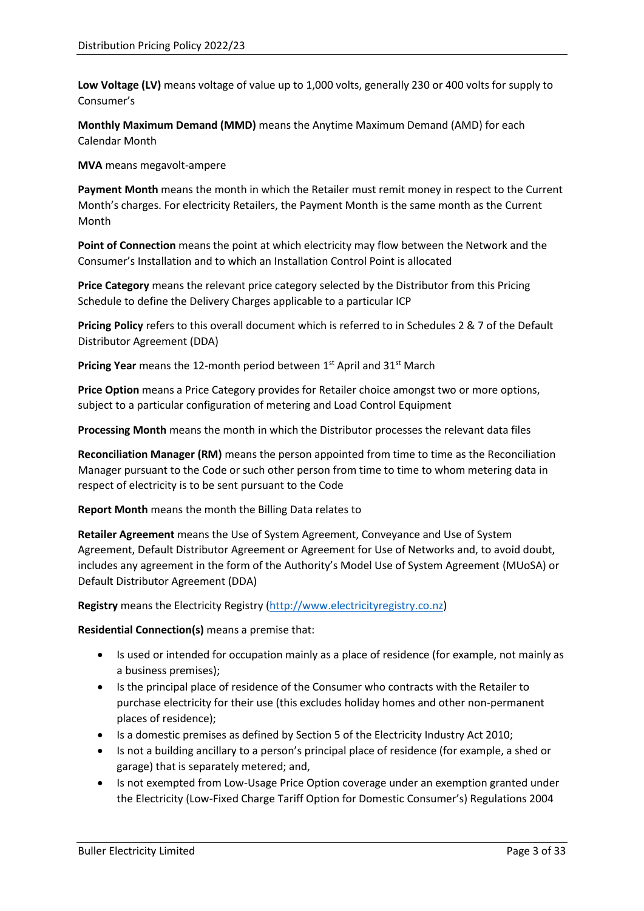**Low Voltage (LV)** means voltage of value up to 1,000 volts, generally 230 or 400 volts for supply to Consumer's

**Monthly Maximum Demand (MMD)** means the Anytime Maximum Demand (AMD) for each Calendar Month

**MVA** means megavolt-ampere

**Payment Month** means the month in which the Retailer must remit money in respect to the Current Month's charges. For electricity Retailers, the Payment Month is the same month as the Current Month

**Point of Connection** means the point at which electricity may flow between the Network and the Consumer's Installation and to which an Installation Control Point is allocated

**Price Category** means the relevant price category selected by the Distributor from this Pricing Schedule to define the Delivery Charges applicable to a particular ICP

**Pricing Policy** refers to this overall document which is referred to in Schedules 2 & 7 of the Default Distributor Agreement (DDA)

**Pricing Year** means the 12-month period between 1st April and 31st March

**Price Option** means a Price Category provides for Retailer choice amongst two or more options, subject to a particular configuration of metering and Load Control Equipment

**Processing Month** means the month in which the Distributor processes the relevant data files

**Reconciliation Manager (RM)** means the person appointed from time to time as the Reconciliation Manager pursuant to the Code or such other person from time to time to whom metering data in respect of electricity is to be sent pursuant to the Code

**Report Month** means the month the Billing Data relates to

**Retailer Agreement** means the Use of System Agreement, Conveyance and Use of System Agreement, Default Distributor Agreement or Agreement for Use of Networks and, to avoid doubt, includes any agreement in the form of the Authority's Model Use of System Agreement (MUoSA) or Default Distributor Agreement (DDA)

**Registry** means the Electricity Registry (http://www.electricityregistry.co.nz)

**Residential Connection(s)** means a premise that:

- Is used or intended for occupation mainly as a place of residence (for example, not mainly as a business premises);
- Is the principal place of residence of the Consumer who contracts with the Retailer to purchase electricity for their use (this excludes holiday homes and other non-permanent places of residence);
- Is a domestic premises as defined by Section 5 of the Electricity Industry Act 2010;
- Is not a building ancillary to a person's principal place of residence (for example, a shed or garage) that is separately metered; and,
- Is not exempted from Low-Usage Price Option coverage under an exemption granted under the Electricity (Low-Fixed Charge Tariff Option for Domestic Consumer's) Regulations 2004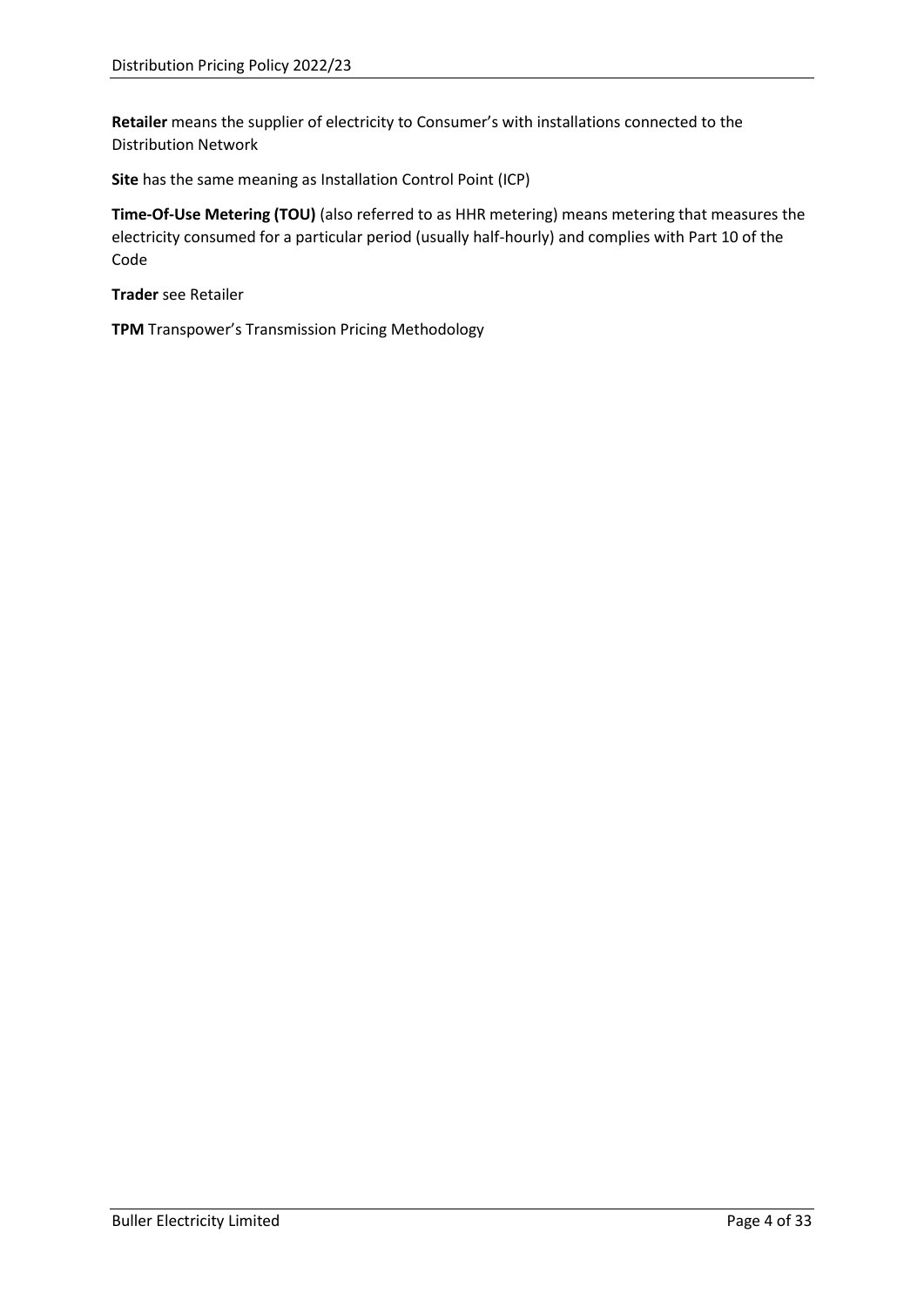**Retailer** means the supplier of electricity to Consumer's with installations connected to the Distribution Network

**Site** has the same meaning as Installation Control Point (ICP)

**Time-Of-Use Metering (TOU)** (also referred to as HHR metering) means metering that measures the electricity consumed for a particular period (usually half-hourly) and complies with Part 10 of the Code

**Trader** see Retailer

**TPM** Transpower's Transmission Pricing Methodology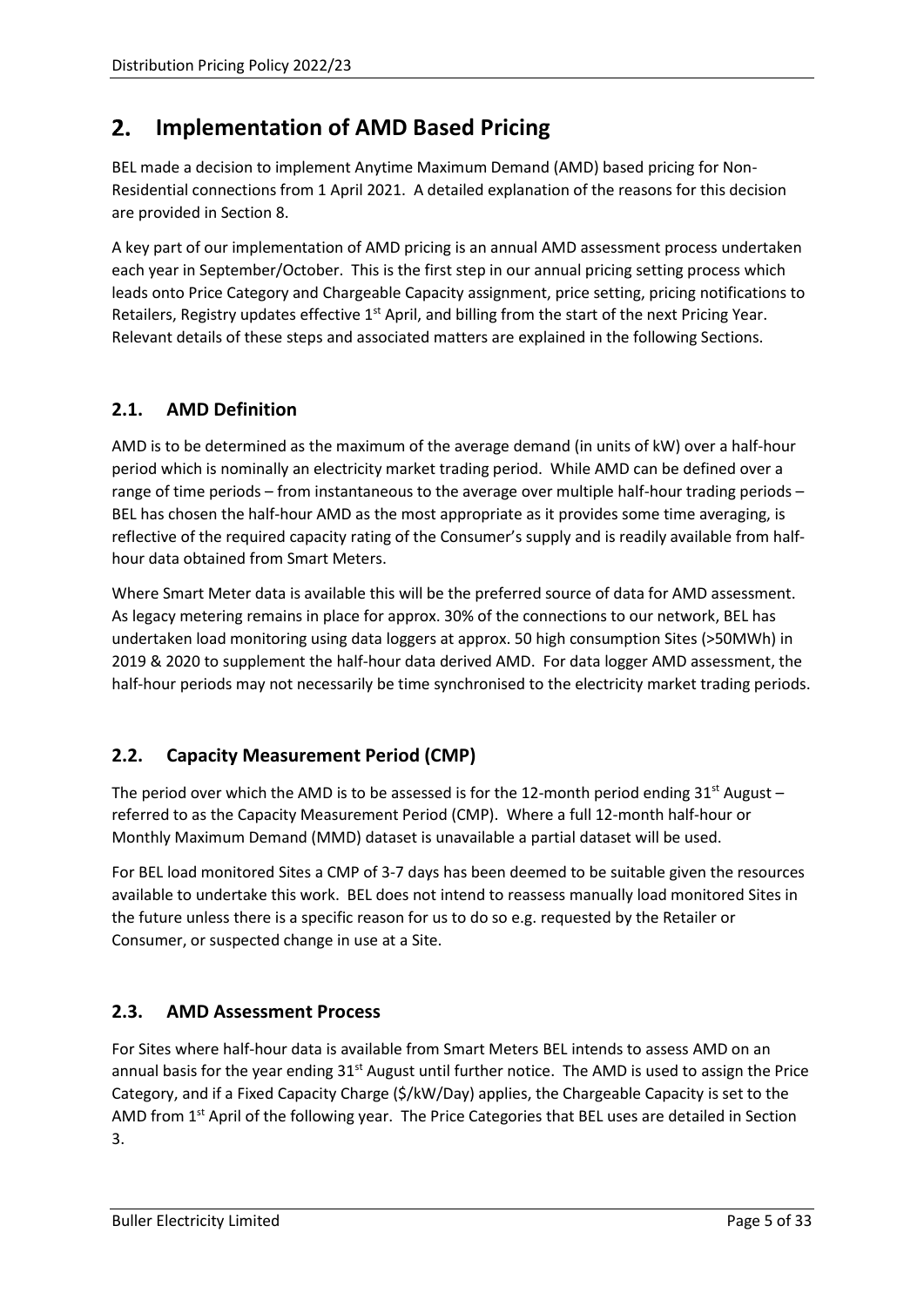## 2. Implementation of AMD Based Pricing

BEL made a decision to implement Anytime Maximum Demand (AMD) based pricing for Non-Residential connections from 1 April 2021. A detailed explanation of the reasons for this decision are provided in Section 8.

A key part of our implementation of AMD pricing is an annual AMD assessment process undertaken each year in September/October. This is the first step in our annual pricing setting process which leads onto Price Category and Chargeable Capacity assignment, price setting, pricing notifications to Retailers, Registry updates effective 1st April, and billing from the start of the next Pricing Year. Relevant details of these steps and associated matters are explained in the following Sections.

### 2.1. AMD Definition

AMD is to be determined as the maximum of the average demand (in units of kW) over a half-hour period which is nominally an electricity market trading period. While AMD can be defined over a range of time periods – from instantaneous to the average over multiple half-hour trading periods – BEL has chosen the half-hour AMD as the most appropriate as it provides some time averaging, is reflective of the required capacity rating of the Consumer's supply and is readily available from half-hour data obtained from Smart Meters.

Where Smart Meter data is available this will be the preferred source of data for AMD assessment. As legacy metering remains in place for approx. 30% of the connections to our network, BEL has undertaken load monitoring using data loggers at approx. 50 high consumption Sites (>50MWh) in 2019 & 2020 to supplement the half-hour data derived AMD. For data logger AMD assessment, the half-hour periods may not necessarily be time synchronised to the electricity market trading periods.

### 2.2. Capacity Measurement Period (CMP)

The period over which the AMD is to be assessed is for the 12-month period ending 31st August – referred to as the Capacity Measurement Period (CMP). Where a full 12-month half-hour or Monthly Maximum Demand (MMD) dataset is unavailable a partial dataset will be used.

For BEL load monitored Sites a CMP of 3-7 days has been deemed to be suitable given the resources available to undertake this work. BEL does not intend to reassess manually load monitored Sites in the future unless there is a specific reason for us to do so e.g. requested by the Retailer or Consumer, or suspected change in use at a Site.

### 2.3. AMD Assessment Process

For Sites where half-hour data is available from Smart Meters BEL intends to assess AMD on an annual basis for the year ending 31st August until further notice. The AMD is used to assign the Price Category, and if a Fixed Capacity Charge ($/kW/Day) applies, the Chargeable Capacity is set to the AMD from 1st April of the following year. The Price Categories that BEL uses are detailed in Section 3.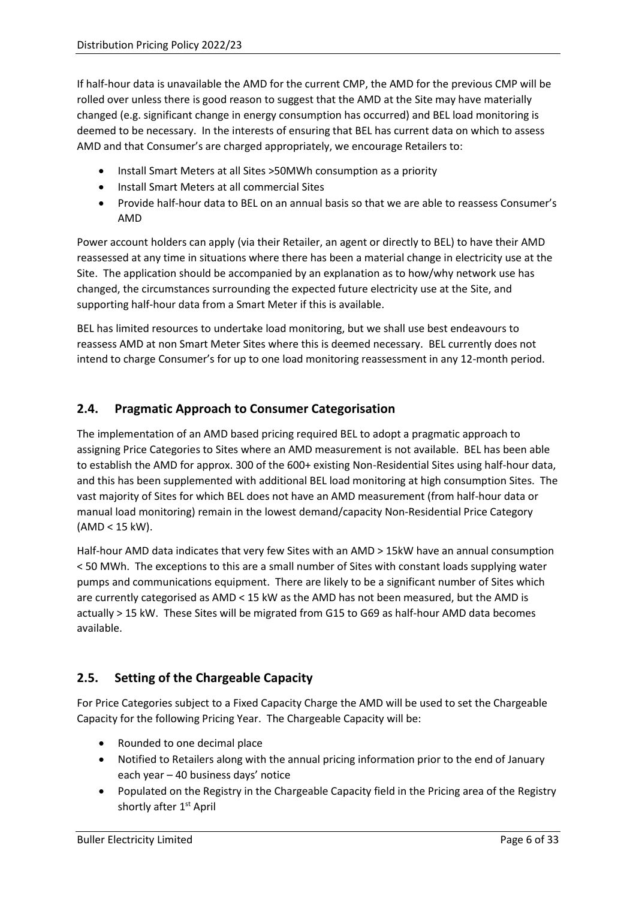If half-hour data is unavailable the AMD for the current CMP, the AMD for the previous CMP will be rolled over unless there is good reason to suggest that the AMD at the Site may have materially changed (e.g. significant change in energy consumption has occurred) and BEL load monitoring is deemed to be necessary. In the interests of ensuring that BEL has current data on which to assess AMD and that Consumer's are charged appropriately, we encourage Retailers to:

- Install Smart Meters at all Sites >50MWh consumption as a priority
- Install Smart Meters at all commercial Sites
- Provide half-hour data to BEL on an annual basis so that we are able to reassess Consumer's AMD

Power account holders can apply (via their Retailer, an agent or directly to BEL) to have their AMD reassessed at any time in situations where there has been a material change in electricity use at the Site. The application should be accompanied by an explanation as to how/why network use has changed, the circumstances surrounding the expected future electricity use at the Site, and supporting half-hour data from a Smart Meter if this is available.

BEL has limited resources to undertake load monitoring, but we shall use best endeavours to reassess AMD at non Smart Meter Sites where this is deemed necessary. BEL currently does not intend to charge Consumer's for up to one load monitoring reassessment in any 12-month period.

## 2.4. Pragmatic Approach to Consumer Categorisation

The implementation of an AMD based pricing required BEL to adopt a pragmatic approach to assigning Price Categories to Sites where an AMD measurement is not available. BEL has been able to establish the AMD for approx. 300 of the 600+ existing Non-Residential Sites using half-hour data, and this has been supplemented with additional BEL load monitoring at high consumption Sites. The vast majority of Sites for which BEL does not have an AMD measurement (from half-hour data or manual load monitoring) remain in the lowest demand/capacity Non-Residential Price Category (AMD < 15 kW).

Half-hour AMD data indicates that very few Sites with an AMD > 15kW have an annual consumption < 50 MWh. The exceptions to this are a small number of Sites with constant loads supplying water pumps and communications equipment. There are likely to be a significant number of Sites which are currently categorised as AMD < 15 kW as the AMD has not been measured, but the AMD is actually > 15 kW. These Sites will be migrated from G15 to G69 as half-hour AMD data becomes available.

## 2.5. Setting of the Chargeable Capacity

For Price Categories subject to a Fixed Capacity Charge the AMD will be used to set the Chargeable Capacity for the following Pricing Year. The Chargeable Capacity will be:

- Rounded to one decimal place
- Notified to Retailers along with the annual pricing information prior to the end of January each year – 40 business days' notice
- Populated on the Registry in the Chargeable Capacity field in the Pricing area of the Registry shortly after 1st April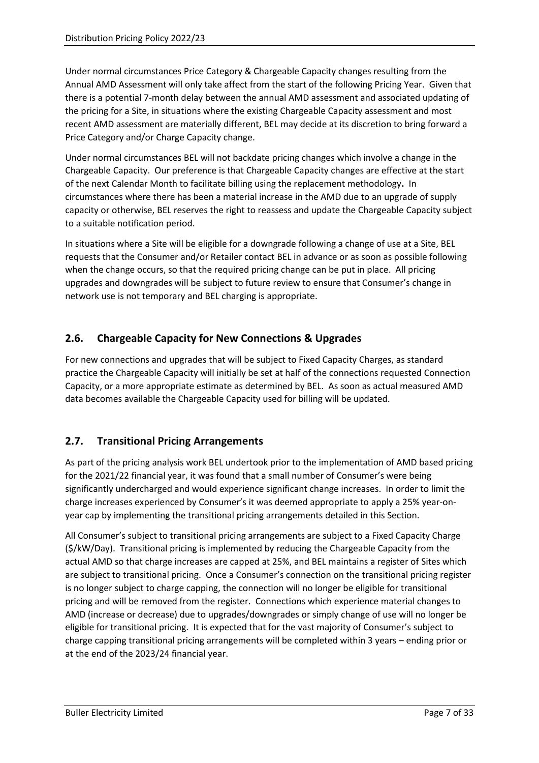Under normal circumstances Price Category & Chargeable Capacity changes resulting from the Annual AMD Assessment will only take affect from the start of the following Pricing Year. Given that there is a potential 7-month delay between the annual AMD assessment and associated updating of the pricing for a Site, in situations where the existing Chargeable Capacity assessment and most recent AMD assessment are materially different, BEL may decide at its discretion to bring forward a Price Category and/or Charge Capacity change.

Under normal circumstances BEL will not backdate pricing changes which involve a change in the Chargeable Capacity. Our preference is that Chargeable Capacity changes are effective at the start of the next Calendar Month to facilitate billing using the replacement methodology**.** In circumstances where there has been a material increase in the AMD due to an upgrade of supply capacity or otherwise, BEL reserves the right to reassess and update the Chargeable Capacity subject to a suitable notification period.

In situations where a Site will be eligible for a downgrade following a change of use at a Site, BEL requests that the Consumer and/or Retailer contact BEL in advance or as soon as possible following when the change occurs, so that the required pricing change can be put in place. All pricing upgrades and downgrades will be subject to future review to ensure that Consumer's change in network use is not temporary and BEL charging is appropriate.

## 2.6. Chargeable Capacity for New Connections & Upgrades

For new connections and upgrades that will be subject to Fixed Capacity Charges, as standard practice the Chargeable Capacity will initially be set at half of the connections requested Connection Capacity, or a more appropriate estimate as determined by BEL. As soon as actual measured AMD data becomes available the Chargeable Capacity used for billing will be updated.

## 2.7. Transitional Pricing Arrangements

As part of the pricing analysis work BEL undertook prior to the implementation of AMD based pricing for the 2021/22 financial year, it was found that a small number of Consumer's were being significantly undercharged and would experience significant change increases. In order to limit the charge increases experienced by Consumer's it was deemed appropriate to apply a 25% year-on-year cap by implementing the transitional pricing arrangements detailed in this Section.

All Consumer's subject to transitional pricing arrangements are subject to a Fixed Capacity Charge ($/kW/Day). Transitional pricing is implemented by reducing the Chargeable Capacity from the actual AMD so that charge increases are capped at 25%, and BEL maintains a register of Sites which are subject to transitional pricing. Once a Consumer's connection on the transitional pricing register is no longer subject to charge capping, the connection will no longer be eligible for transitional pricing and will be removed from the register. Connections which experience material changes to AMD (increase or decrease) due to upgrades/downgrades or simply change of use will no longer be eligible for transitional pricing. It is expected that for the vast majority of Consumer's subject to charge capping transitional pricing arrangements will be completed within 3 years – ending prior or at the end of the 2023/24 financial year.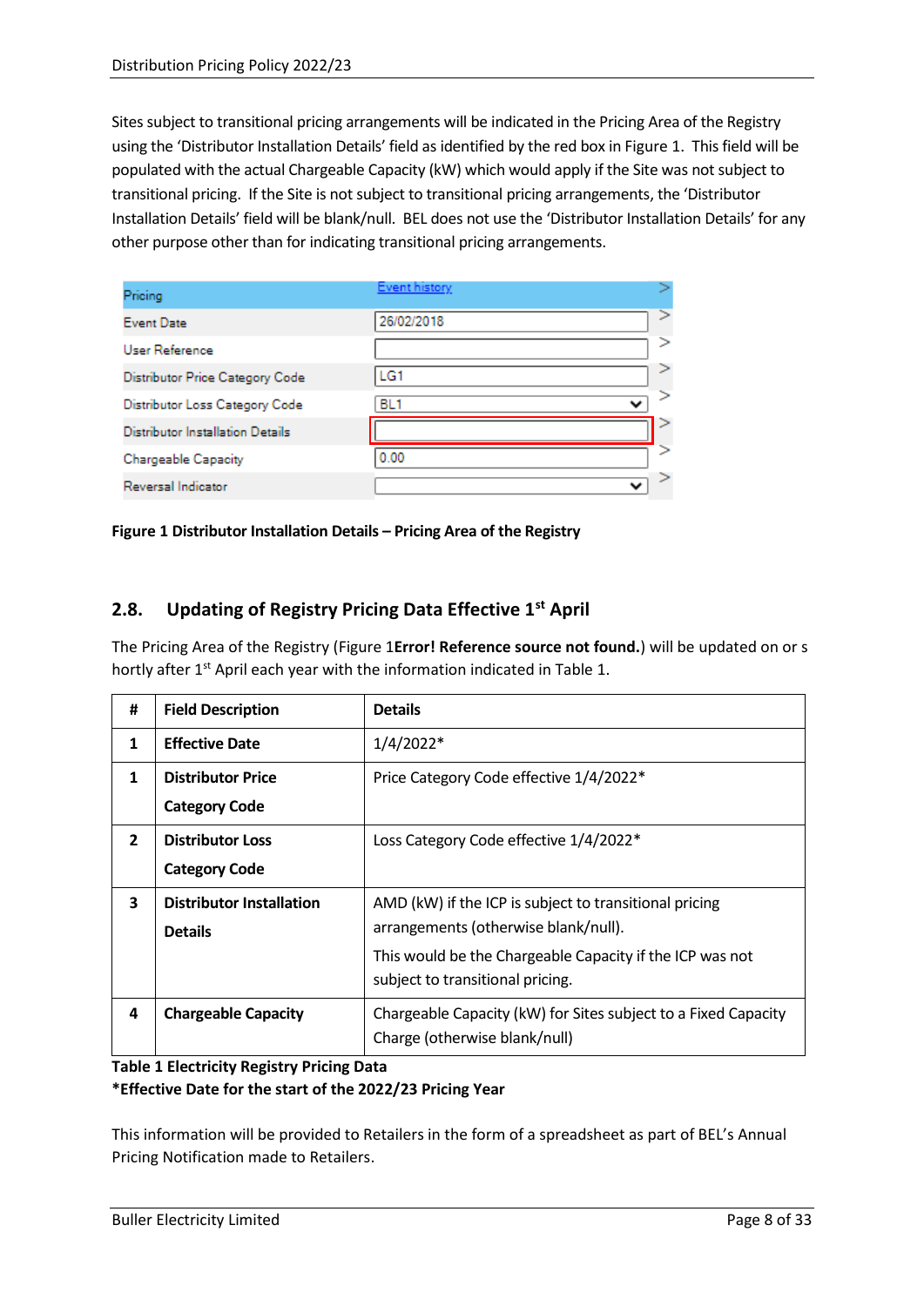Sites subject to transitional pricing arrangements will be indicated in the Pricing Area of the Registry using the 'Distributor Installation Details' field as identified by the red box in Figure 1. This field will be populated with the actual Chargeable Capacity (kW) which would apply if the Site was not subject to transitional pricing. If the Site is not subject to transitional pricing arrangements, the 'Distributor Installation Details' field will be blank/null. BEL does not use the 'Distributor Installation Details' for any other purpose other than for indicating transitional pricing arrangements.

| Pricing | Event history |
|---|---|
| Event Date | 26/02/2018 |
| User Reference | |
| Distributor Price Category Code | LG1 |
| Distributor Loss Category Code | BL1 |
| Distributor Installation Details | |
| Chargeable Capacity | 0.00 |
| Reversal Indicator | |

**Figure 1 Distributor Installation Details – Pricing Area of the Registry**

## 2.8. Updating of Registry Pricing Data Effective 1st April

The Pricing Area of the Registry (Figure 1**Error! Reference source not found.**) will be updated on or s hortly after 1st April each year with the information indicated in Table 1.

| # | Field Description | Details |
|---|---|---|
| 1 | **Effective Date** | 1/4/2022* |
| 1 | **Distributor Price Category Code** | Price Category Code effective 1/4/2022* |
| 2 | **Distributor Loss Category Code** | Loss Category Code effective 1/4/2022* |
| 3 | **Distributor Installation Details** | AMD (kW) if the ICP is subject to transitional pricing arrangements (otherwise blank/null).<br>This would be the Chargeable Capacity if the ICP was not subject to transitional pricing. |
| 4 | **Chargeable Capacity** | Chargeable Capacity (kW) for Sites subject to a Fixed Capacity Charge (otherwise blank/null) |

**Table 1 Electricity Registry Pricing Data**
***Effective Date for the start of the 2022/23 Pricing Year**

This information will be provided to Retailers in the form of a spreadsheet as part of BEL's Annual Pricing Notification made to Retailers.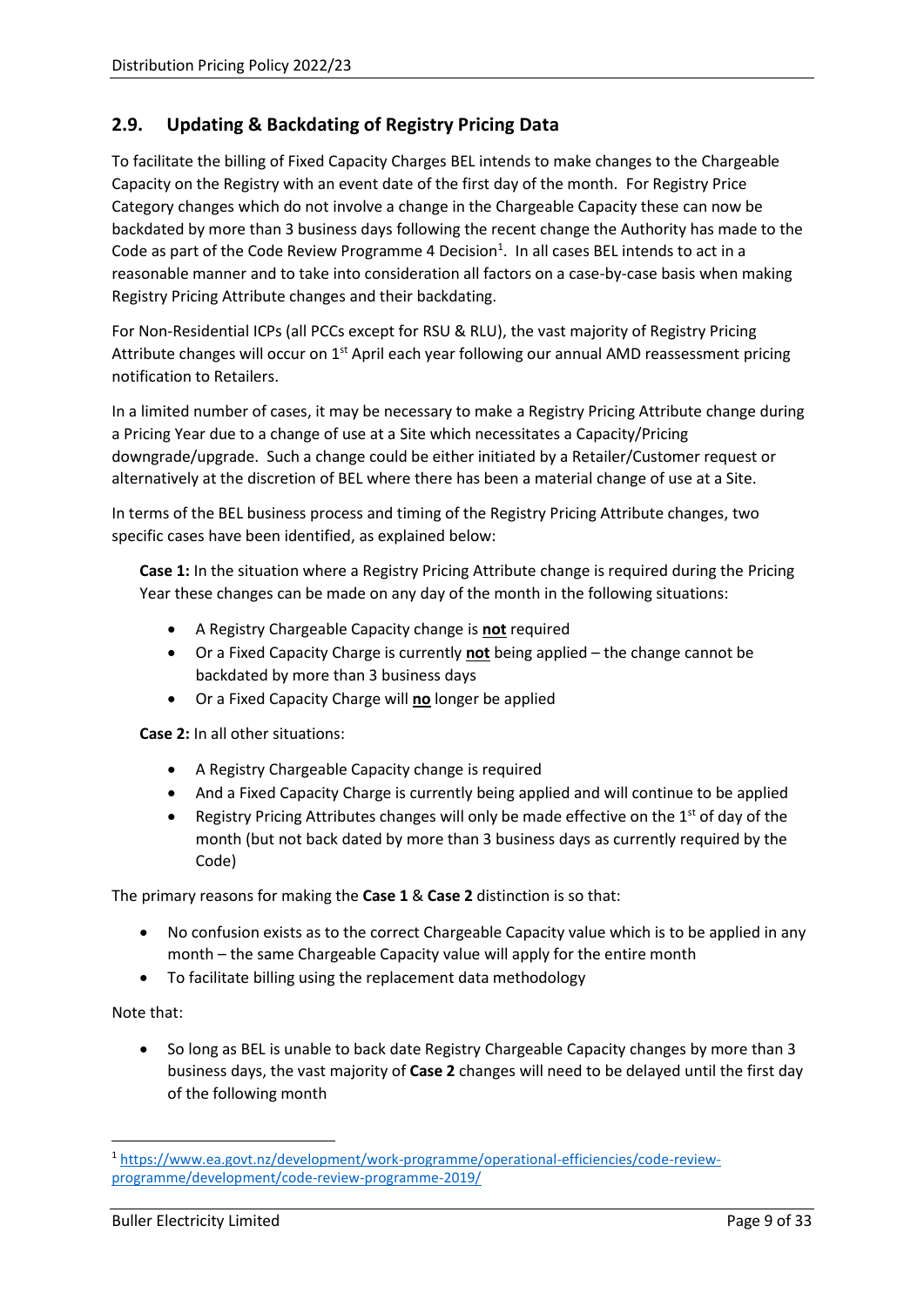## 2.9. Updating & Backdating of Registry Pricing Data

To facilitate the billing of Fixed Capacity Charges BEL intends to make changes to the Chargeable Capacity on the Registry with an event date of the first day of the month. For Registry Price Category changes which do not involve a change in the Chargeable Capacity these can now be backdated by more than 3 business days following the recent change the Authority has made to the Code as part of the Code Review Programme 4 Decision[1]. In all cases BEL intends to act in a reasonable manner and to take into consideration all factors on a case-by-case basis when making Registry Pricing Attribute changes and their backdating.

For Non-Residential ICPs (all PCCs except for RSU & RLU), the vast majority of Registry Pricing Attribute changes will occur on 1st April each year following our annual AMD reassessment pricing notification to Retailers.

In a limited number of cases, it may be necessary to make a Registry Pricing Attribute change during a Pricing Year due to a change of use at a Site which necessitates a Capacity/Pricing downgrade/upgrade. Such a change could be either initiated by a Retailer/Customer request or alternatively at the discretion of BEL where there has been a material change of use at a Site.

In terms of the BEL business process and timing of the Registry Pricing Attribute changes, two specific cases have been identified, as explained below:

**Case 1:** In the situation where a Registry Pricing Attribute change is required during the Pricing Year these changes can be made on any day of the month in the following situations:

- A Registry Chargeable Capacity change is **not** required
- Or a Fixed Capacity Charge is currently **not** being applied – the change cannot be backdated by more than 3 business days
- Or a Fixed Capacity Charge will **no** longer be applied

**Case 2:** In all other situations:

- A Registry Chargeable Capacity change is required
- And a Fixed Capacity Charge is currently being applied and will continue to be applied
- Registry Pricing Attributes changes will only be made effective on the 1st of day of the month (but not back dated by more than 3 business days as currently required by the Code)

The primary reasons for making the **Case 1** & **Case 2** distinction is so that:

- No confusion exists as to the correct Chargeable Capacity value which is to be applied in any month – the same Chargeable Capacity value will apply for the entire month
- To facilitate billing using the replacement data methodology

Note that:

- So long as BEL is unable to back date Registry Chargeable Capacity changes by more than 3 business days, the vast majority of **Case 2** changes will need to be delayed until the first day of the following month

[1] https://www.ea.govt.nz/development/work-programme/operational-efficiencies/code-review-programme/development/code-review-programme-2019/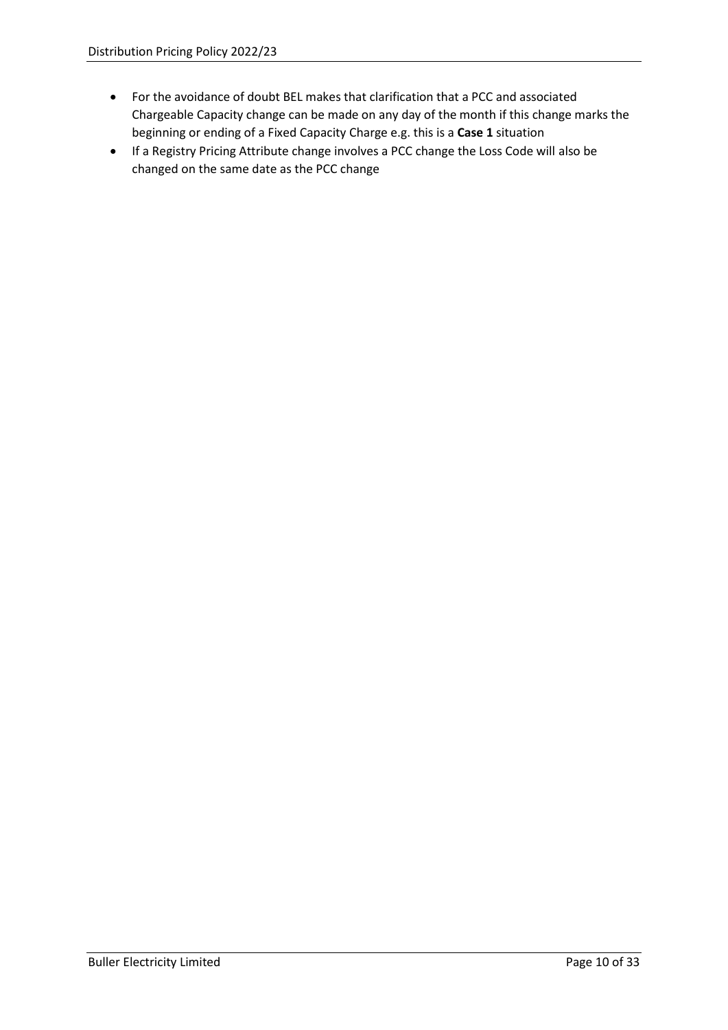- For the avoidance of doubt BEL makes that clarification that a PCC and associated Chargeable Capacity change can be made on any day of the month if this change marks the beginning or ending of a Fixed Capacity Charge e.g. this is a **Case 1** situation
- If a Registry Pricing Attribute change involves a PCC change the Loss Code will also be changed on the same date as the PCC change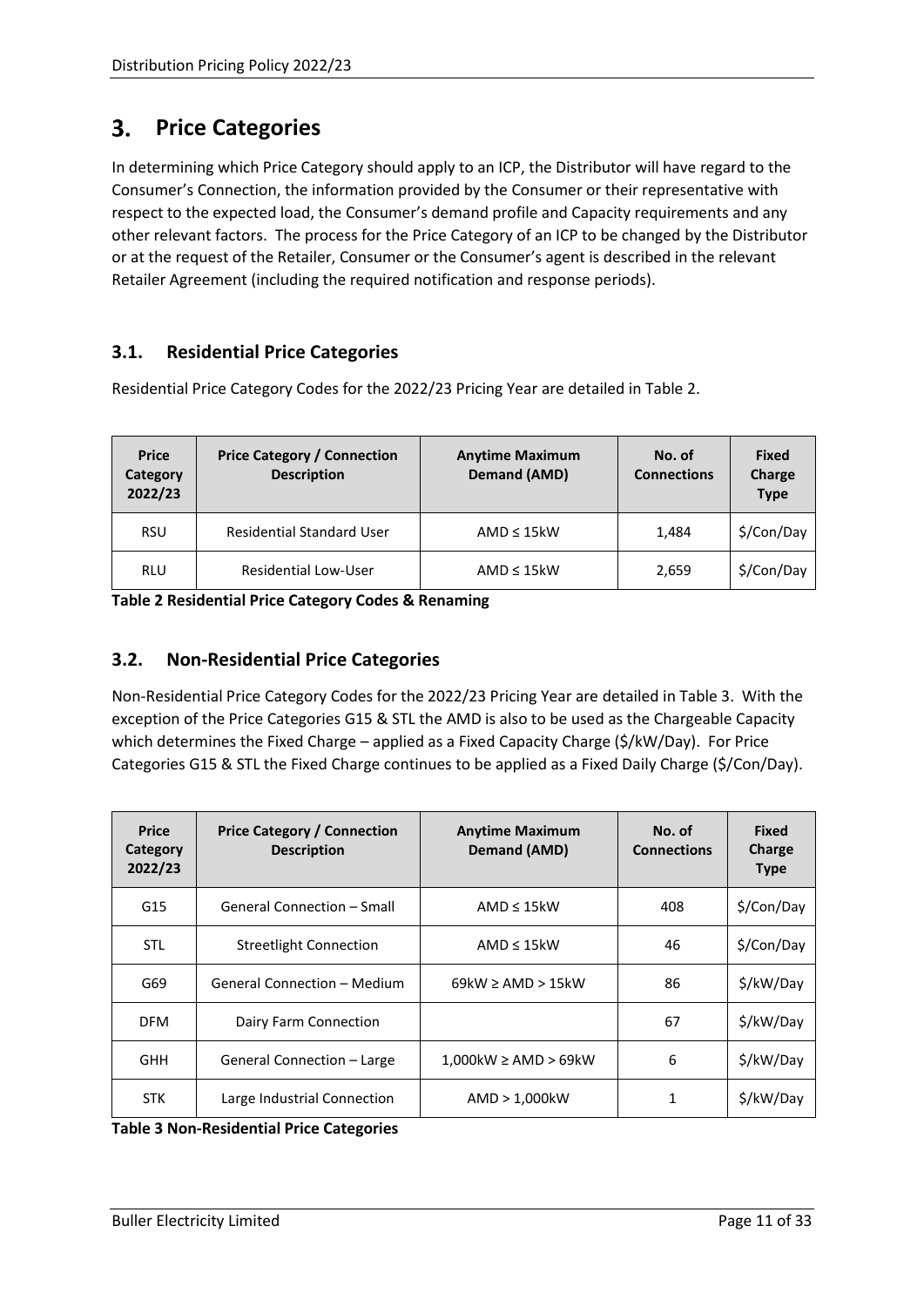# 3. Price Categories

In determining which Price Category should apply to an ICP, the Distributor will have regard to the Consumer's Connection, the information provided by the Consumer or their representative with respect to the expected load, the Consumer's demand profile and Capacity requirements and any other relevant factors. The process for the Price Category of an ICP to be changed by the Distributor or at the request of the Retailer, Consumer or the Consumer's agent is described in the relevant Retailer Agreement (including the required notification and response periods).

## 3.1. Residential Price Categories

Residential Price Category Codes for the 2022/23 Pricing Year are detailed in Table 2.

| Price Category 2022/23 | Price Category / Connection Description | Anytime Maximum Demand (AMD) | No. of Connections | Fixed Charge Type |
|---|---|---|---|---|
| RSU | Residential Standard User | AMD ≤ 15kW | 1,484 | $/Con/Day |
| RLU | Residential Low-User | AMD ≤ 15kW | 2,659 | $/Con/Day |

**Table 2 Residential Price Category Codes & Renaming**

## 3.2. Non-Residential Price Categories

Non-Residential Price Category Codes for the 2022/23 Pricing Year are detailed in Table 3. With the exception of the Price Categories G15 & STL the AMD is also to be used as the Chargeable Capacity which determines the Fixed Charge – applied as a Fixed Capacity Charge ($/kW/Day). For Price Categories G15 & STL the Fixed Charge continues to be applied as a Fixed Daily Charge ($/Con/Day).

| Price Category 2022/23 | Price Category / Connection Description | Anytime Maximum Demand (AMD) | No. of Connections | Fixed Charge Type |
|---|---|---|---|---|
| G15 | General Connection – Small | AMD ≤ 15kW | 408 | $/Con/Day |
| STL | Streetlight Connection | AMD ≤ 15kW | 46 | $/Con/Day |
| G69 | General Connection – Medium | 69kW ≥ AMD > 15kW | 86 | $/kW/Day |
| DFM | Dairy Farm Connection | | 67 | $/kW/Day |
| GHH | General Connection – Large | 1,000kW ≥ AMD > 69kW | 6 | $/kW/Day |
| STK | Large Industrial Connection | AMD > 1,000kW | 1 | $/kW/Day |

**Table 3 Non-Residential Price Categories**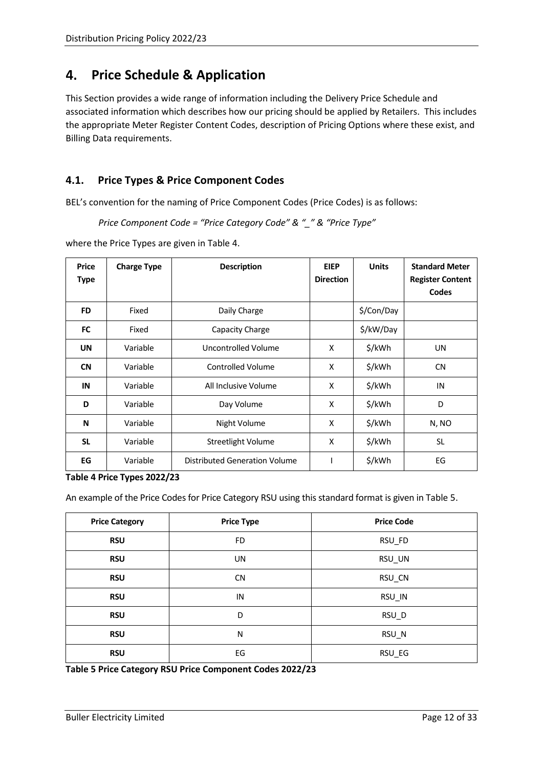## 4. Price Schedule & Application

This Section provides a wide range of information including the Delivery Price Schedule and associated information which describes how our pricing should be applied by Retailers. This includes the appropriate Meter Register Content Codes, description of Pricing Options where these exist, and Billing Data requirements.

### 4.1. Price Types & Price Component Codes

BEL's convention for the naming of Price Component Codes (Price Codes) is as follows:

*Price Component Code = "Price Category Code" & "_" & "Price Type"*

where the Price Types are given in Table 4.

| Price Type | Charge Type | Description | EIEP Direction | Units | Standard Meter Register Content Codes |
|---|---|---|---|---|---|
| **FD** | Fixed | Daily Charge | | $/Con/Day | |
| **FC** | Fixed | Capacity Charge | | $/kW/Day | |
| **UN** | Variable | Uncontrolled Volume | X | $/kWh | UN |
| **CN** | Variable | Controlled Volume | X | $/kWh | CN |
| **IN** | Variable | All Inclusive Volume | X | $/kWh | IN |
| **D** | Variable | Day Volume | X | $/kWh | D |
| **N** | Variable | Night Volume | X | $/kWh | N, NO |
| **SL** | Variable | Streetlight Volume | X | $/kWh | SL |
| **EG** | Variable | Distributed Generation Volume | I | $/kWh | EG |

**Table 4 Price Types 2022/23**

An example of the Price Codes for Price Category RSU using this standard format is given in Table 5.

| Price Category | Price Type | Price Code |
|---|---|---|
| **RSU** | FD | RSU_FD |
| **RSU** | UN | RSU_UN |
| **RSU** | CN | RSU_CN |
| **RSU** | IN | RSU_IN |
| **RSU** | D | RSU_D |
| **RSU** | N | RSU_N |
| **RSU** | EG | RSU_EG |

**Table 5 Price Category RSU Price Component Codes 2022/23**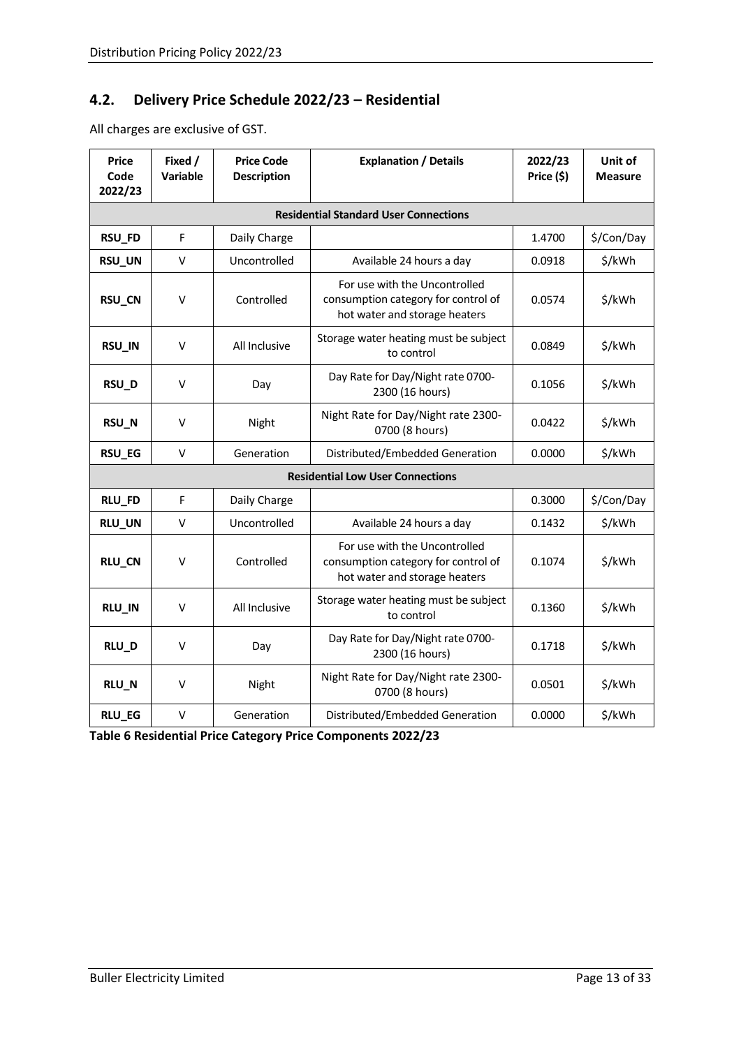## 4.2. Delivery Price Schedule 2022/23 – Residential

All charges are exclusive of GST.

| Price Code 2022/23 | Fixed / Variable | Price Code Description | Explanation / Details | 2022/23 Price ($) | Unit of Measure |
|---|---|---|---|---|---|
| **Residential Standard User Connections** | | | | | |
| **RSU_FD** | F | Daily Charge | | 1.4700 | $/Con/Day |
| **RSU_UN** | V | Uncontrolled | Available 24 hours a day | 0.0918 | $/kWh |
| **RSU_CN** | V | Controlled | For use with the Uncontrolled consumption category for control of hot water and storage heaters | 0.0574 | $/kWh |
| **RSU_IN** | V | All Inclusive | Storage water heating must be subject to control | 0.0849 | $/kWh |
| **RSU_D** | V | Day | Day Rate for Day/Night rate 0700-2300 (16 hours) | 0.1056 | $/kWh |
| **RSU_N** | V | Night | Night Rate for Day/Night rate 2300-0700 (8 hours) | 0.0422 | $/kWh |
| **RSU_EG** | V | Generation | Distributed/Embedded Generation | 0.0000 | $/kWh |
| **Residential Low User Connections** | | | | | |
| **RLU_FD** | F | Daily Charge | | 0.3000 | $/Con/Day |
| **RLU_UN** | V | Uncontrolled | Available 24 hours a day | 0.1432 | $/kWh |
| **RLU_CN** | V | Controlled | For use with the Uncontrolled consumption category for control of hot water and storage heaters | 0.1074 | $/kWh |
| **RLU_IN** | V | All Inclusive | Storage water heating must be subject to control | 0.1360 | $/kWh |
| **RLU_D** | V | Day | Day Rate for Day/Night rate 0700-2300 (16 hours) | 0.1718 | $/kWh |
| **RLU_N** | V | Night | Night Rate for Day/Night rate 2300-0700 (8 hours) | 0.0501 | $/kWh |
| **RLU_EG** | V | Generation | Distributed/Embedded Generation | 0.0000 | $/kWh |

**Table 6 Residential Price Category Price Components 2022/23**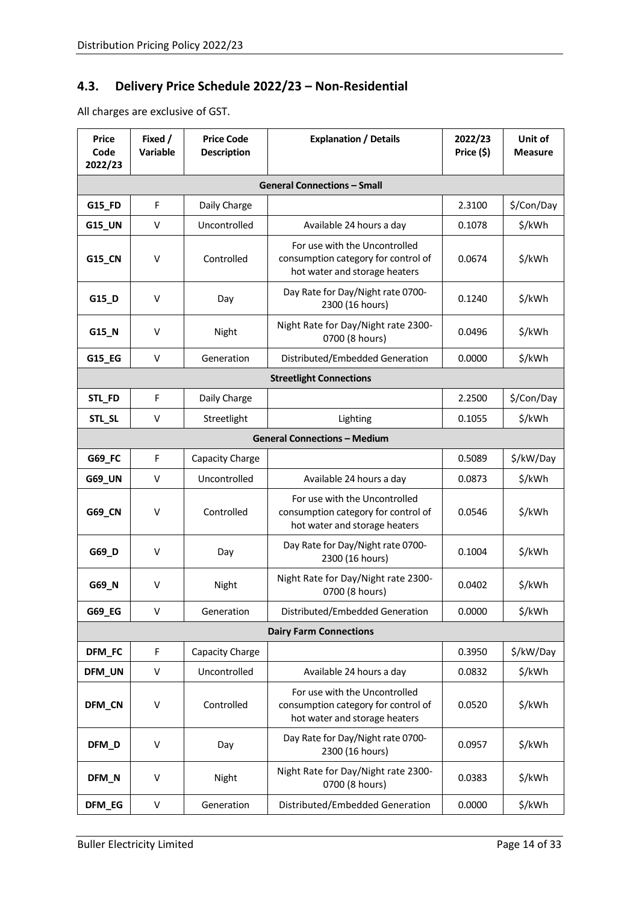## 4.3. Delivery Price Schedule 2022/23 – Non-Residential

All charges are exclusive of GST.

| Price Code 2022/23 | Fixed / Variable | Price Code Description | Explanation / Details | 2022/23 Price ($) | Unit of Measure |
|---|---|---|---|---|---|
| **General Connections – Small** | | | | | |
| **G15_FD** | F | Daily Charge | | 2.3100 | $/Con/Day |
| **G15_UN** | V | Uncontrolled | Available 24 hours a day | 0.1078 | $/kWh |
| **G15_CN** | V | Controlled | For use with the Uncontrolled consumption category for control of hot water and storage heaters | 0.0674 | $/kWh |
| **G15_D** | V | Day | Day Rate for Day/Night rate 0700-2300 (16 hours) | 0.1240 | $/kWh |
| **G15_N** | V | Night | Night Rate for Day/Night rate 2300-0700 (8 hours) | 0.0496 | $/kWh |
| **G15_EG** | V | Generation | Distributed/Embedded Generation | 0.0000 | $/kWh |
| **Streetlight Connections** | | | | | |
| **STL_FD** | F | Daily Charge | | 2.2500 | $/Con/Day |
| **STL_SL** | V | Streetlight | Lighting | 0.1055 | $/kWh |
| **General Connections – Medium** | | | | | |
| **G69_FC** | F | Capacity Charge | | 0.5089 | $/kW/Day |
| **G69_UN** | V | Uncontrolled | Available 24 hours a day | 0.0873 | $/kWh |
| **G69_CN** | V | Controlled | For use with the Uncontrolled consumption category for control of hot water and storage heaters | 0.0546 | $/kWh |
| **G69_D** | V | Day | Day Rate for Day/Night rate 0700-2300 (16 hours) | 0.1004 | $/kWh |
| **G69_N** | V | Night | Night Rate for Day/Night rate 2300-0700 (8 hours) | 0.0402 | $/kWh |
| **G69_EG** | V | Generation | Distributed/Embedded Generation | 0.0000 | $/kWh |
| **Dairy Farm Connections** | | | | | |
| **DFM_FC** | F | Capacity Charge | | 0.3950 | $/kW/Day |
| **DFM_UN** | V | Uncontrolled | Available 24 hours a day | 0.0832 | $/kWh |
| **DFM_CN** | V | Controlled | For use with the Uncontrolled consumption category for control of hot water and storage heaters | 0.0520 | $/kWh |
| **DFM_D** | V | Day | Day Rate for Day/Night rate 0700-2300 (16 hours) | 0.0957 | $/kWh |
| **DFM_N** | V | Night | Night Rate for Day/Night rate 2300-0700 (8 hours) | 0.0383 | $/kWh |
| **DFM_EG** | V | Generation | Distributed/Embedded Generation | 0.0000 | $/kWh |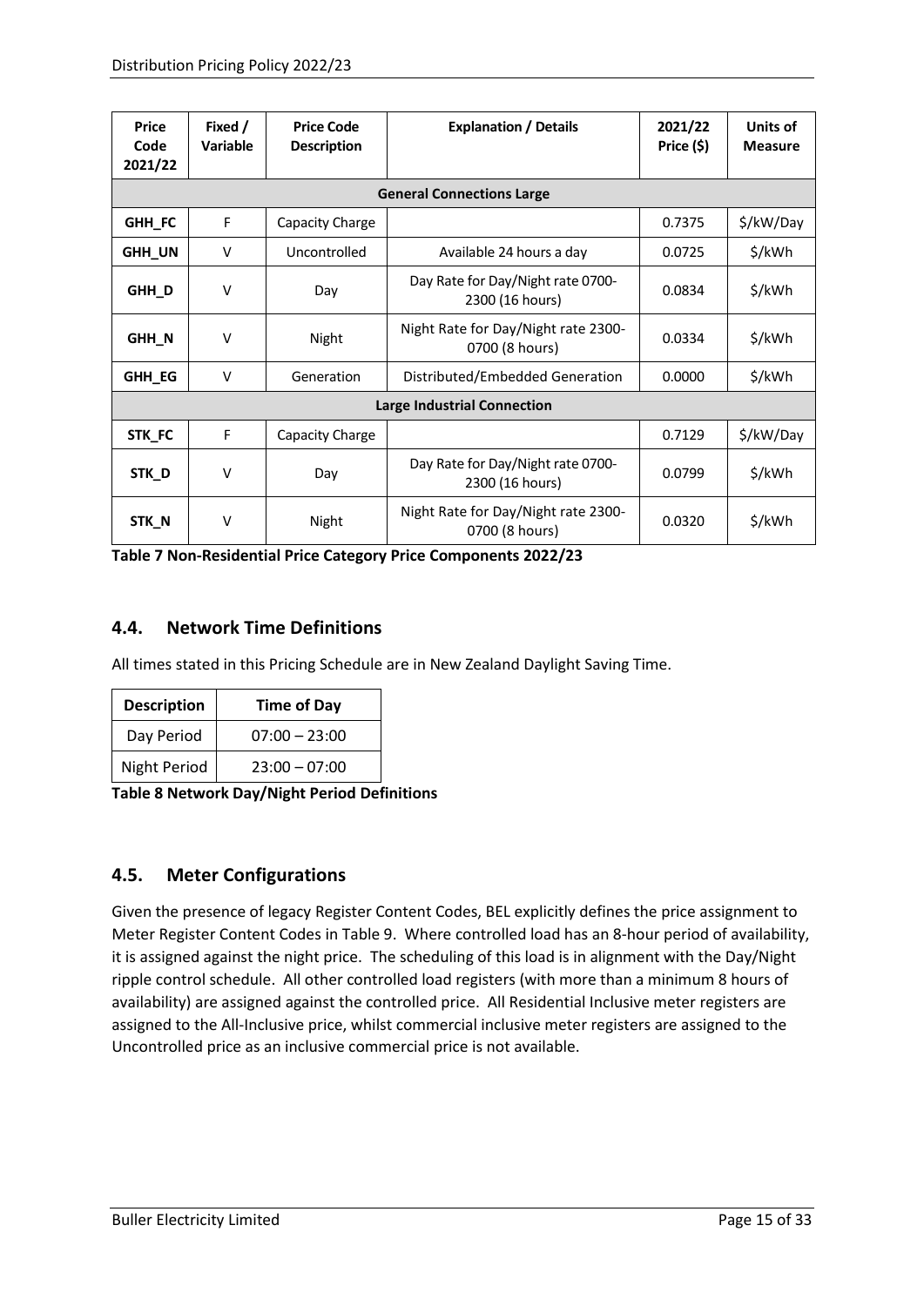| Price Code 2021/22 | Fixed / Variable | Price Code Description | Explanation / Details | 2021/22 Price ($) | Units of Measure |
|---|---|---|---|---|---|
| **General Connections Large** | | | | | |
| **GHH_FC** | F | Capacity Charge | | 0.7375 | $/kW/Day |
| **GHH_UN** | V | Uncontrolled | Available 24 hours a day | 0.0725 | $/kWh |
| **GHH_D** | V | Day | Day Rate for Day/Night rate 0700-2300 (16 hours) | 0.0834 | $/kWh |
| **GHH_N** | V | Night | Night Rate for Day/Night rate 2300-0700 (8 hours) | 0.0334 | $/kWh |
| **GHH_EG** | V | Generation | Distributed/Embedded Generation | 0.0000 | $/kWh |
| **Large Industrial Connection** | | | | | |
| **STK_FC** | F | Capacity Charge | | 0.7129 | $/kW/Day |
| **STK_D** | V | Day | Day Rate for Day/Night rate 0700-2300 (16 hours) | 0.0799 | $/kWh |
| **STK_N** | V | Night | Night Rate for Day/Night rate 2300-0700 (8 hours) | 0.0320 | $/kWh |

**Table 7 Non-Residential Price Category Price Components 2022/23**

## 4.4. Network Time Definitions

All times stated in this Pricing Schedule are in New Zealand Daylight Saving Time.

| Description | Time of Day |
|---|---|
| Day Period | 07:00 – 23:00 |
| Night Period | 23:00 – 07:00 |

**Table 8 Network Day/Night Period Definitions**

## 4.5. Meter Configurations

Given the presence of legacy Register Content Codes, BEL explicitly defines the price assignment to Meter Register Content Codes in Table 9. Where controlled load has an 8-hour period of availability, it is assigned against the night price. The scheduling of this load is in alignment with the Day/Night ripple control schedule. All other controlled load registers (with more than a minimum 8 hours of availability) are assigned against the controlled price. All Residential Inclusive meter registers are assigned to the All-Inclusive price, whilst commercial inclusive meter registers are assigned to the Uncontrolled price as an inclusive commercial price is not available.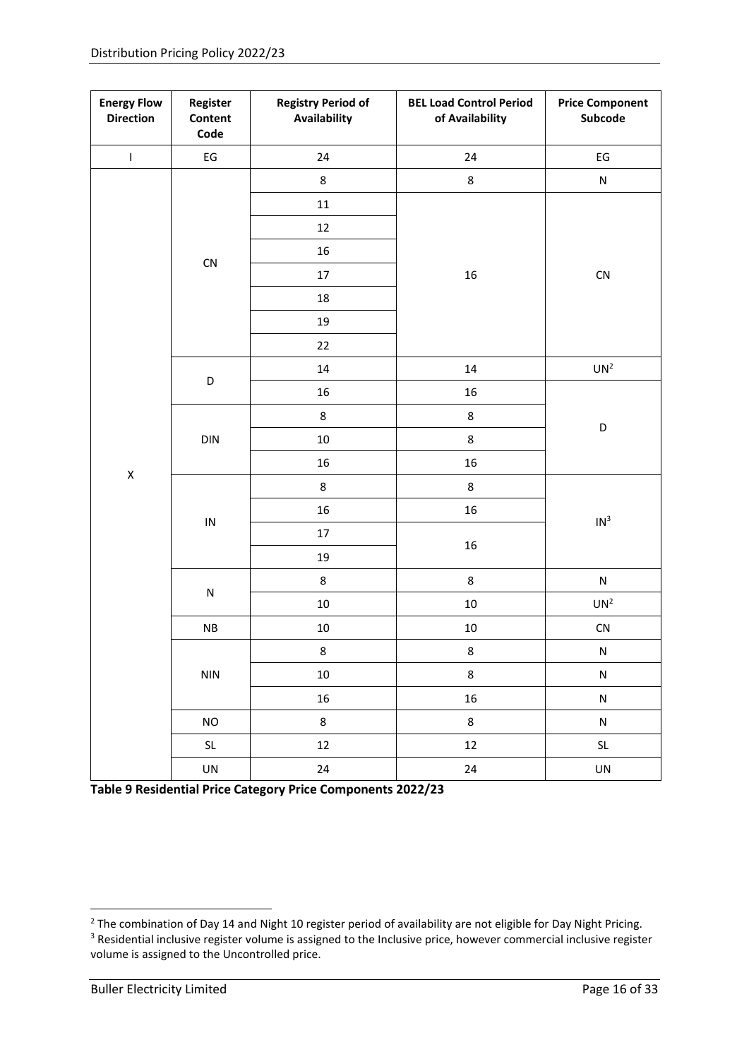| Energy Flow Direction | Register Content Code | Registry Period of Availability | BEL Load Control Period of Availability | Price Component Subcode |
|---|---|---|---|---|
| I | EG | 24 | 24 | EG |
| X | CN | 8 | 8 | N |
| | | 11 | 16 | CN |
| | | 12 | | |
| | | 16 | | |
| | | 17 | | |
| | | 18 | | |
| | | 19 | | |
| | | 22 | | |
| | D | 14 | 14 | UN[2] |
| | | 16 | 16 | D |
| | DIN | 8 | 8 | |
| | | 10 | 8 | |
| | | 16 | 16 | |
| | IN | 8 | 8 | IN[3] |
| | | 16 | 16 | |
| | | 17 | 16 | |
| | | 19 | | |
| | N | 8 | 8 | N |
| | | 10 | 10 | UN[2] |
| | NB | 10 | 10 | CN |
| | NIN | 8 | 8 | N |
| | | 10 | 8 | N |
| | | 16 | 16 | N |
| | NO | 8 | 8 | N |
| | SL | 12 | 12 | SL |
| | UN | 24 | 24 | UN |

**Table 9 Residential Price Category Price Components 2022/23**

[2] The combination of Day 14 and Night 10 register period of availability are not eligible for Day Night Pricing.

[3] Residential inclusive register volume is assigned to the Inclusive price, however commercial inclusive register volume is assigned to the Uncontrolled price.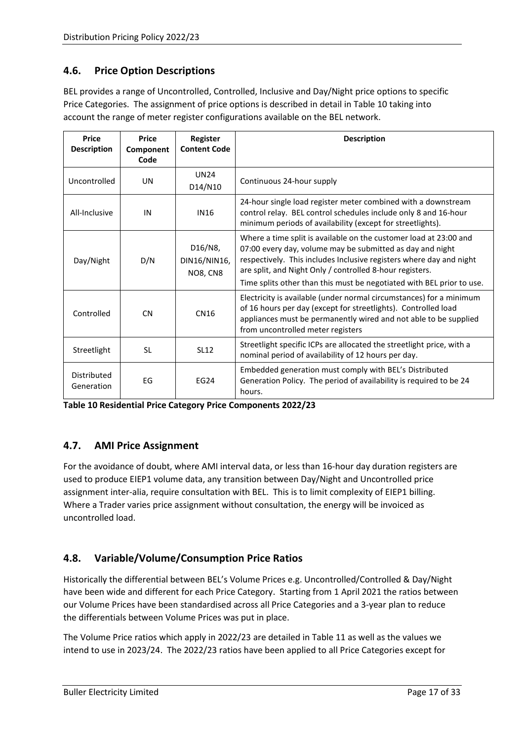## 4.6. Price Option Descriptions

BEL provides a range of Uncontrolled, Controlled, Inclusive and Day/Night price options to specific Price Categories. The assignment of price options is described in detail in Table 10 taking into account the range of meter register configurations available on the BEL network.

| Price Description | Price Component Code | Register Content Code | Description |
|---|---|---|---|
| Uncontrolled | UN | UN24<br>D14/N10 | Continuous 24-hour supply |
| All-Inclusive | IN | IN16 | 24-hour single load register meter combined with a downstream control relay. BEL control schedules include only 8 and 16-hour minimum periods of availability (except for streetlights). |
| Day/Night | D/N | D16/N8,<br>DIN16/NIN16,<br>NO8, CN8 | Where a time split is available on the customer load at 23:00 and 07:00 every day, volume may be submitted as day and night respectively. This includes Inclusive registers where day and night are split, and Night Only / controlled 8-hour registers.<br>Time splits other than this must be negotiated with BEL prior to use. |
| Controlled | CN | CN16 | Electricity is available (under normal circumstances) for a minimum of 16 hours per day (except for streetlights). Controlled load appliances must be permanently wired and not able to be supplied from uncontrolled meter registers |
| Streetlight | SL | SL12 | Streetlight specific ICPs are allocated the streetlight price, with a nominal period of availability of 12 hours per day. |
| Distributed Generation | EG | EG24 | Embedded generation must comply with BEL's Distributed Generation Policy. The period of availability is required to be 24 hours. |

**Table 10 Residential Price Category Price Components 2022/23**

## 4.7. AMI Price Assignment

For the avoidance of doubt, where AMI interval data, or less than 16-hour day duration registers are used to produce EIEP1 volume data, any transition between Day/Night and Uncontrolled price assignment inter-alia, require consultation with BEL. This is to limit complexity of EIEP1 billing. Where a Trader varies price assignment without consultation, the energy will be invoiced as uncontrolled load.

## 4.8. Variable/Volume/Consumption Price Ratios

Historically the differential between BEL's Volume Prices e.g. Uncontrolled/Controlled & Day/Night have been wide and different for each Price Category. Starting from 1 April 2021 the ratios between our Volume Prices have been standardised across all Price Categories and a 3-year plan to reduce the differentials between Volume Prices was put in place.

The Volume Price ratios which apply in 2022/23 are detailed in Table 11 as well as the values we intend to use in 2023/24. The 2022/23 ratios have been applied to all Price Categories except for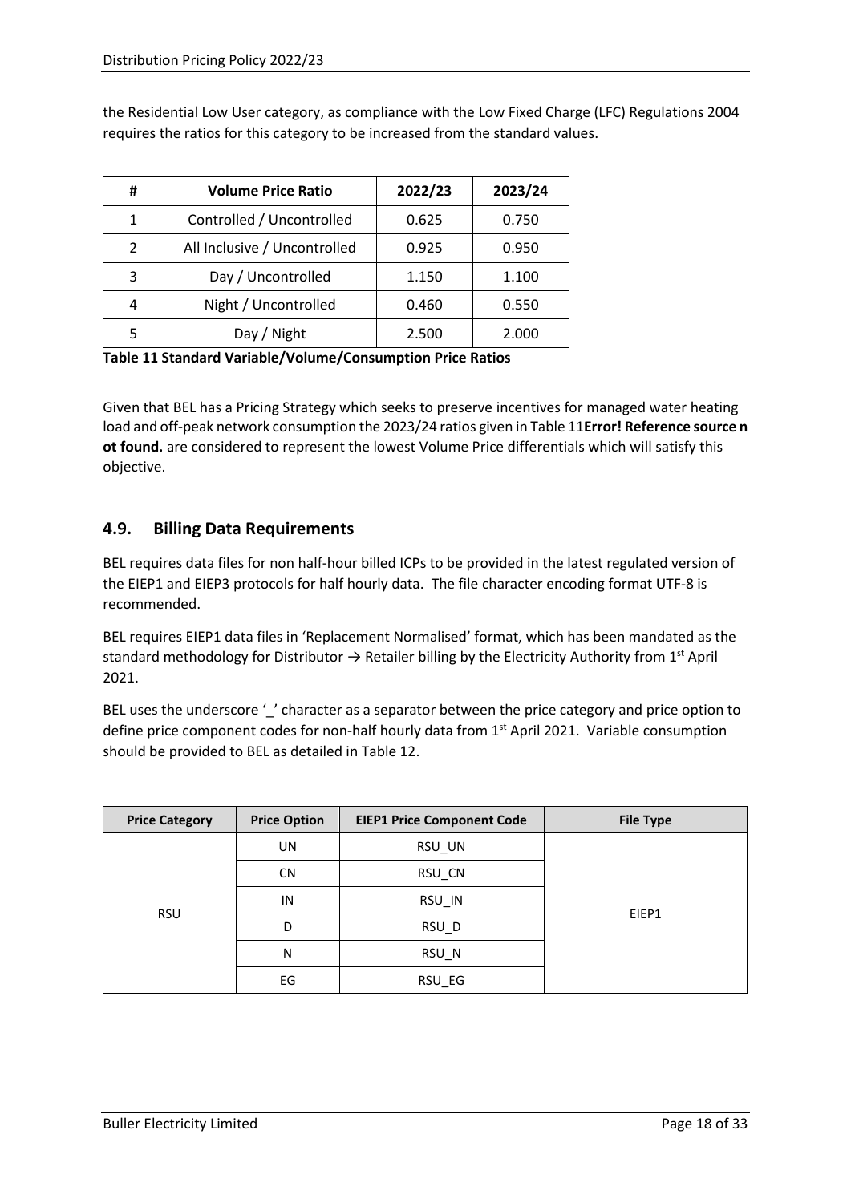the Residential Low User category, as compliance with the Low Fixed Charge (LFC) Regulations 2004 requires the ratios for this category to be increased from the standard values.

| # | Volume Price Ratio | 2022/23 | 2023/24 |
|---|---|---|---|
| 1 | Controlled / Uncontrolled | 0.625 | 0.750 |
| 2 | All Inclusive / Uncontrolled | 0.925 | 0.950 |
| 3 | Day / Uncontrolled | 1.150 | 1.100 |
| 4 | Night / Uncontrolled | 0.460 | 0.550 |
| 5 | Day / Night | 2.500 | 2.000 |

**Table 11 Standard Variable/Volume/Consumption Price Ratios**

Given that BEL has a Pricing Strategy which seeks to preserve incentives for managed water heating load and off-peak network consumption the 2023/24 ratios given in Table 11**Error! Reference source not found.** are considered to represent the lowest Volume Price differentials which will satisfy this objective.

## 4.9. Billing Data Requirements

BEL requires data files for non half-hour billed ICPs to be provided in the latest regulated version of the EIEP1 and EIEP3 protocols for half hourly data. The file character encoding format UTF-8 is recommended.

BEL requires EIEP1 data files in 'Replacement Normalised' format, which has been mandated as the standard methodology for Distributor → Retailer billing by the Electricity Authority from 1st April 2021.

BEL uses the underscore '_' character as a separator between the price category and price option to define price component codes for non-half hourly data from 1st April 2021. Variable consumption should be provided to BEL as detailed in Table 12.

| Price Category | Price Option | EIEP1 Price Component Code | File Type |
|---|---|---|---|
| RSU | UN | RSU_UN | EIEP1 |
| | CN | RSU_CN | |
| | IN | RSU_IN | |
| | D | RSU_D | |
| | N | RSU_N | |
| | EG | RSU_EG | |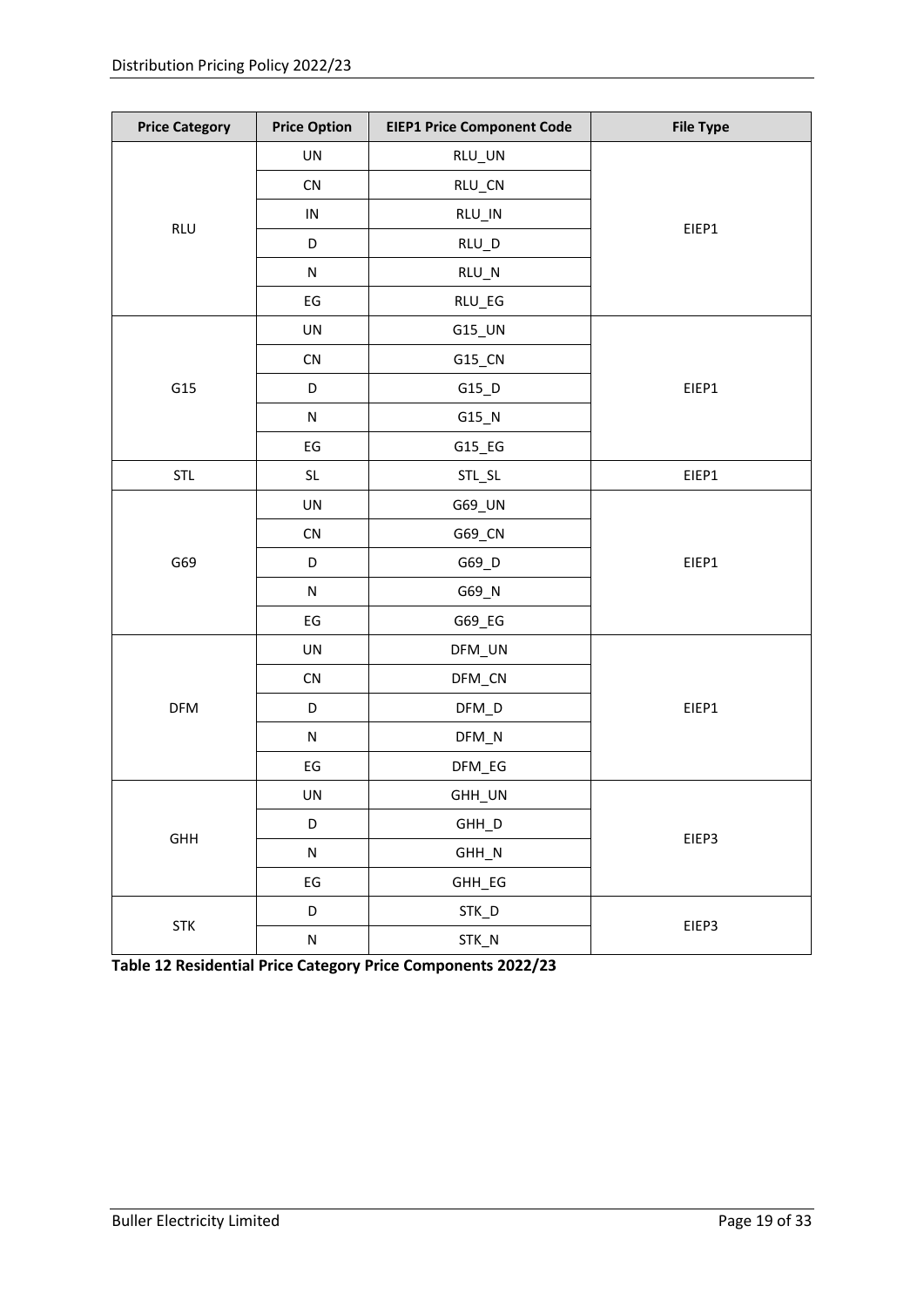| Price Category | Price Option | EIEP1 Price Component Code | File Type |
|---|---|---|---|
| RLU | UN | RLU_UN | EIEP1 |
| | CN | RLU_CN | |
| | IN | RLU_IN | |
| | D | RLU_D | |
| | N | RLU_N | |
| | EG | RLU_EG | |
| G15 | UN | G15_UN | EIEP1 |
| | CN | G15_CN | |
| | D | G15_D | |
| | N | G15_N | |
| | EG | G15_EG | |
| STL | SL | STL_SL | EIEP1 |
| G69 | UN | G69_UN | EIEP1 |
| | CN | G69_CN | |
| | D | G69_D | |
| | N | G69_N | |
| | EG | G69_EG | |
| DFM | UN | DFM_UN | EIEP1 |
| | CN | DFM_CN | |
| | D | DFM_D | |
| | N | DFM_N | |
| | EG | DFM_EG | |
| GHH | UN | GHH_UN | EIEP3 |
| | D | GHH_D | |
| | N | GHH_N | |
| | EG | GHH_EG | |
| STK | D | STK_D | EIEP3 |
| | N | STK_N | |

**Table 12 Residential Price Category Price Components 2022/23**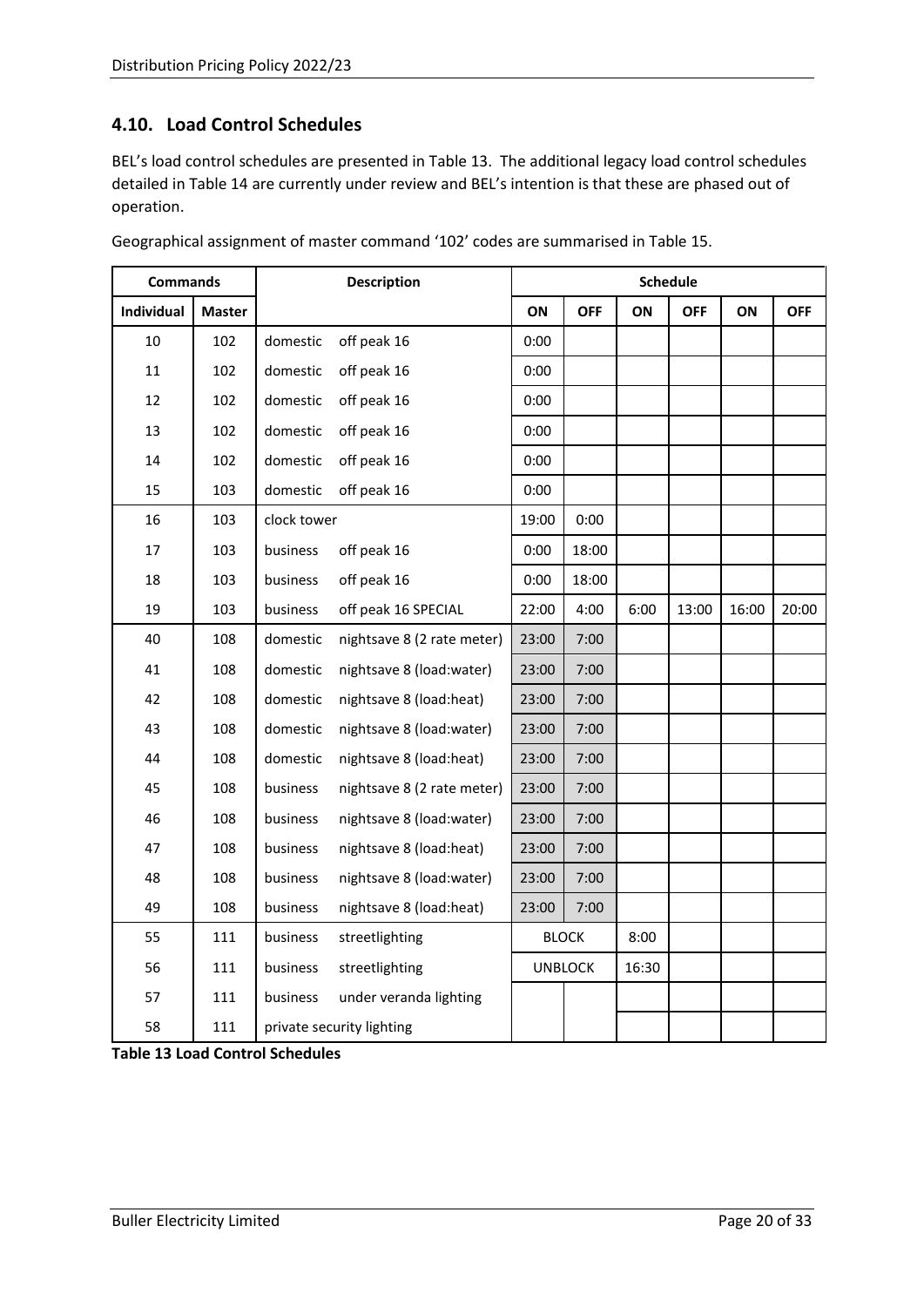## 4.10. Load Control Schedules

BEL's load control schedules are presented in Table 13. The additional legacy load control schedules detailed in Table 14 are currently under review and BEL's intention is that these are phased out of operation.

Geographical assignment of master command '102' codes are summarised in Table 15.

| Commands | | Description | | Schedule | | | | | |
|---|---|---|---|---|---|---|---|---|---|
| Individual | Master | | | ON | OFF | ON | OFF | ON | OFF |
| 10 | 102 | domestic | off peak 16 | 0:00 | | | | | |
| 11 | 102 | domestic | off peak 16 | 0:00 | | | | | |
| 12 | 102 | domestic | off peak 16 | 0:00 | | | | | |
| 13 | 102 | domestic | off peak 16 | 0:00 | | | | | |
| 14 | 102 | domestic | off peak 16 | 0:00 | | | | | |
| 15 | 103 | domestic | off peak 16 | 0:00 | | | | | |
| 16 | 103 | clock tower | | 19:00 | 0:00 | | | | |
| 17 | 103 | business | off peak 16 | 0:00 | 18:00 | | | | |
| 18 | 103 | business | off peak 16 | 0:00 | 18:00 | | | | |
| 19 | 103 | business | off peak 16 SPECIAL | 22:00 | 4:00 | 6:00 | 13:00 | 16:00 | 20:00 |
| 40 | 108 | domestic | nightsave 8 (2 rate meter) | 23:00 | 7:00 | | | | |
| 41 | 108 | domestic | nightsave 8 (load:water) | 23:00 | 7:00 | | | | |
| 42 | 108 | domestic | nightsave 8 (load:heat) | 23:00 | 7:00 | | | | |
| 43 | 108 | domestic | nightsave 8 (load:water) | 23:00 | 7:00 | | | | |
| 44 | 108 | domestic | nightsave 8 (load:heat) | 23:00 | 7:00 | | | | |
| 45 | 108 | business | nightsave 8 (2 rate meter) | 23:00 | 7:00 | | | | |
| 46 | 108 | business | nightsave 8 (load:water) | 23:00 | 7:00 | | | | |
| 47 | 108 | business | nightsave 8 (load:heat) | 23:00 | 7:00 | | | | |
| 48 | 108 | business | nightsave 8 (load:water) | 23:00 | 7:00 | | | | |
| 49 | 108 | business | nightsave 8 (load:heat) | 23:00 | 7:00 | | | | |
| 55 | 111 | business | streetlighting | BLOCK | | 8:00 | | | |
| 56 | 111 | business | streetlighting | UNBLOCK | | 16:30 | | | |
| 57 | 111 | business | under veranda lighting | | | | | | |
| 58 | 111 | private security lighting | | | | | | | |

**Table 13 Load Control Schedules**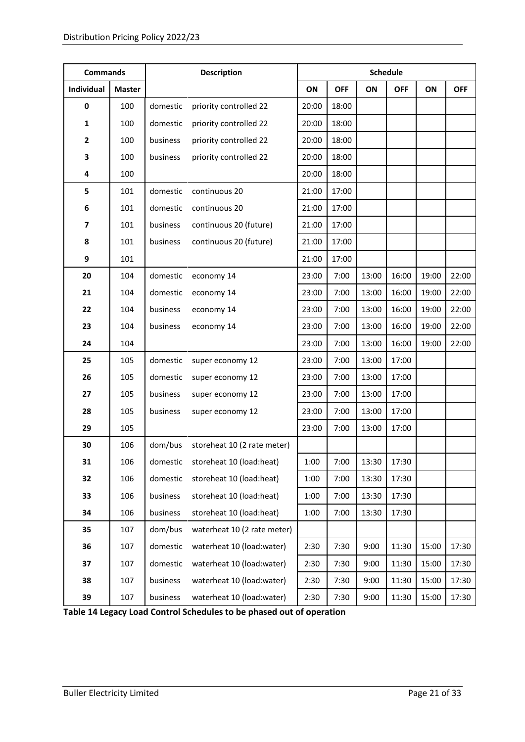| Commands | | Description | | Schedule | | | | | |
|---|---|---|---|---|---|---|---|---|---|
| Individual | Master | | | ON | OFF | ON | OFF | ON | OFF |
| 0 | 100 | domestic | priority controlled 22 | 20:00 | 18:00 | | | | |
| 1 | 100 | domestic | priority controlled 22 | 20:00 | 18:00 | | | | |
| 2 | 100 | business | priority controlled 22 | 20:00 | 18:00 | | | | |
| 3 | 100 | business | priority controlled 22 | 20:00 | 18:00 | | | | |
| 4 | 100 | | | 20:00 | 18:00 | | | | |
| 5 | 101 | domestic | continuous 20 | 21:00 | 17:00 | | | | |
| 6 | 101 | domestic | continuous 20 | 21:00 | 17:00 | | | | |
| 7 | 101 | business | continuous 20 (future) | 21:00 | 17:00 | | | | |
| 8 | 101 | business | continuous 20 (future) | 21:00 | 17:00 | | | | |
| 9 | 101 | | | 21:00 | 17:00 | | | | |
| 20 | 104 | domestic | economy 14 | 23:00 | 7:00 | 13:00 | 16:00 | 19:00 | 22:00 |
| 21 | 104 | domestic | economy 14 | 23:00 | 7:00 | 13:00 | 16:00 | 19:00 | 22:00 |
| 22 | 104 | business | economy 14 | 23:00 | 7:00 | 13:00 | 16:00 | 19:00 | 22:00 |
| 23 | 104 | business | economy 14 | 23:00 | 7:00 | 13:00 | 16:00 | 19:00 | 22:00 |
| 24 | 104 | | | 23:00 | 7:00 | 13:00 | 16:00 | 19:00 | 22:00 |
| 25 | 105 | domestic | super economy 12 | 23:00 | 7:00 | 13:00 | 17:00 | | |
| 26 | 105 | domestic | super economy 12 | 23:00 | 7:00 | 13:00 | 17:00 | | |
| 27 | 105 | business | super economy 12 | 23:00 | 7:00 | 13:00 | 17:00 | | |
| 28 | 105 | business | super economy 12 | 23:00 | 7:00 | 13:00 | 17:00 | | |
| 29 | 105 | | | 23:00 | 7:00 | 13:00 | 17:00 | | |
| 30 | 106 | dom/bus | storeheat 10 (2 rate meter) | | | | | | |
| 31 | 106 | domestic | storeheat 10 (load:heat) | 1:00 | 7:00 | 13:30 | 17:30 | | |
| 32 | 106 | domestic | storeheat 10 (load:heat) | 1:00 | 7:00 | 13:30 | 17:30 | | |
| 33 | 106 | business | storeheat 10 (load:heat) | 1:00 | 7:00 | 13:30 | 17:30 | | |
| 34 | 106 | business | storeheat 10 (load:heat) | 1:00 | 7:00 | 13:30 | 17:30 | | |
| 35 | 107 | dom/bus | waterheat 10 (2 rate meter) | | | | | | |
| 36 | 107 | domestic | waterheat 10 (load:water) | 2:30 | 7:30 | 9:00 | 11:30 | 15:00 | 17:30 |
| 37 | 107 | domestic | waterheat 10 (load:water) | 2:30 | 7:30 | 9:00 | 11:30 | 15:00 | 17:30 |
| 38 | 107 | business | waterheat 10 (load:water) | 2:30 | 7:30 | 9:00 | 11:30 | 15:00 | 17:30 |
| 39 | 107 | business | waterheat 10 (load:water) | 2:30 | 7:30 | 9:00 | 11:30 | 15:00 | 17:30 |

**Table 14 Legacy Load Control Schedules to be phased out of operation**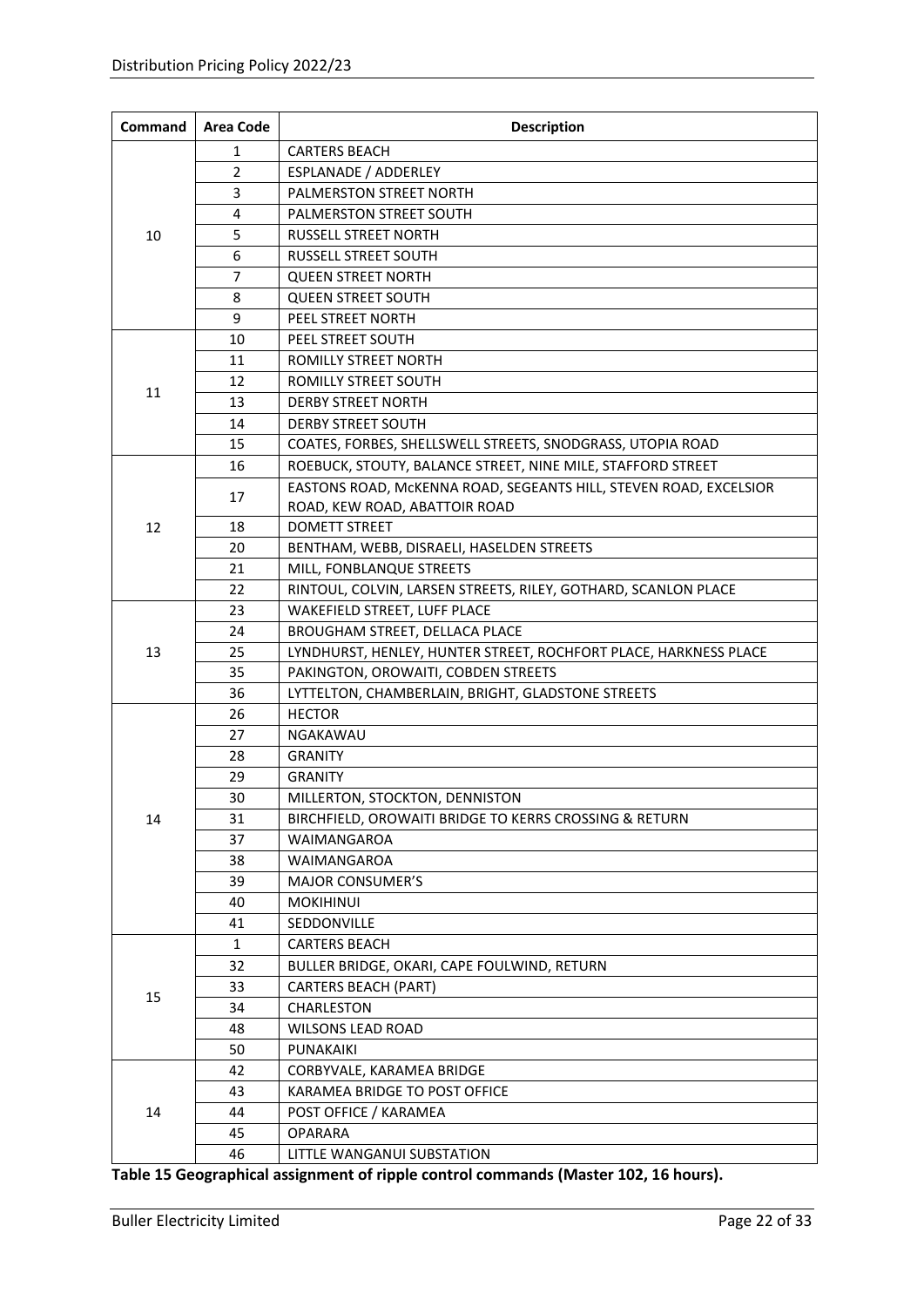| Command | Area Code | Description |
|---|---|---|
| 10 | 1 | CARTERS BEACH |
| | 2 | ESPLANADE / ADDERLEY |
| | 3 | PALMERSTON STREET NORTH |
| | 4 | PALMERSTON STREET SOUTH |
| | 5 | RUSSELL STREET NORTH |
| | 6 | RUSSELL STREET SOUTH |
| | 7 | QUEEN STREET NORTH |
| | 8 | QUEEN STREET SOUTH |
| | 9 | PEEL STREET NORTH |
| 11 | 10 | PEEL STREET SOUTH |
| | 11 | ROMILLY STREET NORTH |
| | 12 | ROMILLY STREET SOUTH |
| | 13 | DERBY STREET NORTH |
| | 14 | DERBY STREET SOUTH |
| | 15 | COATES, FORBES, SHELLSWELL STREETS, SNODGRASS, UTOPIA ROAD |
| 12 | 16 | ROEBUCK, STOUTY, BALANCE STREET, NINE MILE, STAFFORD STREET |
| | 17 | EASTONS ROAD, McKENNA ROAD, SEGEANTS HILL, STEVEN ROAD, EXCELSIOR ROAD, KEW ROAD, ABATTOIR ROAD |
| | 18 | DOMETT STREET |
| | 20 | BENTHAM, WEBB, DISRAELI, HASELDEN STREETS |
| | 21 | MILL, FONBLANQUE STREETS |
| | 22 | RINTOUL, COLVIN, LARSEN STREETS, RILEY, GOTHARD, SCANLON PLACE |
| 13 | 23 | WAKEFIELD STREET, LUFF PLACE |
| | 24 | BROUGHAM STREET, DELLACA PLACE |
| | 25 | LYNDHURST, HENLEY, HUNTER STREET, ROCHFORT PLACE, HARKNESS PLACE |
| | 35 | PAKINGTON, OROWAITI, COBDEN STREETS |
| | 36 | LYTTELTON, CHAMBERLAIN, BRIGHT, GLADSTONE STREETS |
| 14 | 26 | HECTOR |
| | 27 | NGAKAWAU |
| | 28 | GRANITY |
| | 29 | GRANITY |
| | 30 | MILLERTON, STOCKTON, DENNISTON |
| | 31 | BIRCHFIELD, OROWAITI BRIDGE TO KERRS CROSSING & RETURN |
| | 37 | WAIMANGAROA |
| | 38 | WAIMANGAROA |
| | 39 | MAJOR CONSUMER'S |
| | 40 | MOKIHINUI |
| | 41 | SEDDONVILLE |
| 15 | 1 | CARTERS BEACH |
| | 32 | BULLER BRIDGE, OKARI, CAPE FOULWIND, RETURN |
| | 33 | CARTERS BEACH (PART) |
| | 34 | CHARLESTON |
| | 48 | WILSONS LEAD ROAD |
| | 50 | PUNAKAIKI |
| 14 | 42 | CORBYVALE, KARAMEA BRIDGE |
| | 43 | KARAMEA BRIDGE TO POST OFFICE |
| | 44 | POST OFFICE / KARAMEA |
| | 45 | OPARARA |
| | 46 | LITTLE WANGANUI SUBSTATION |

**Table 15 Geographical assignment of ripple control commands (Master 102, 16 hours).**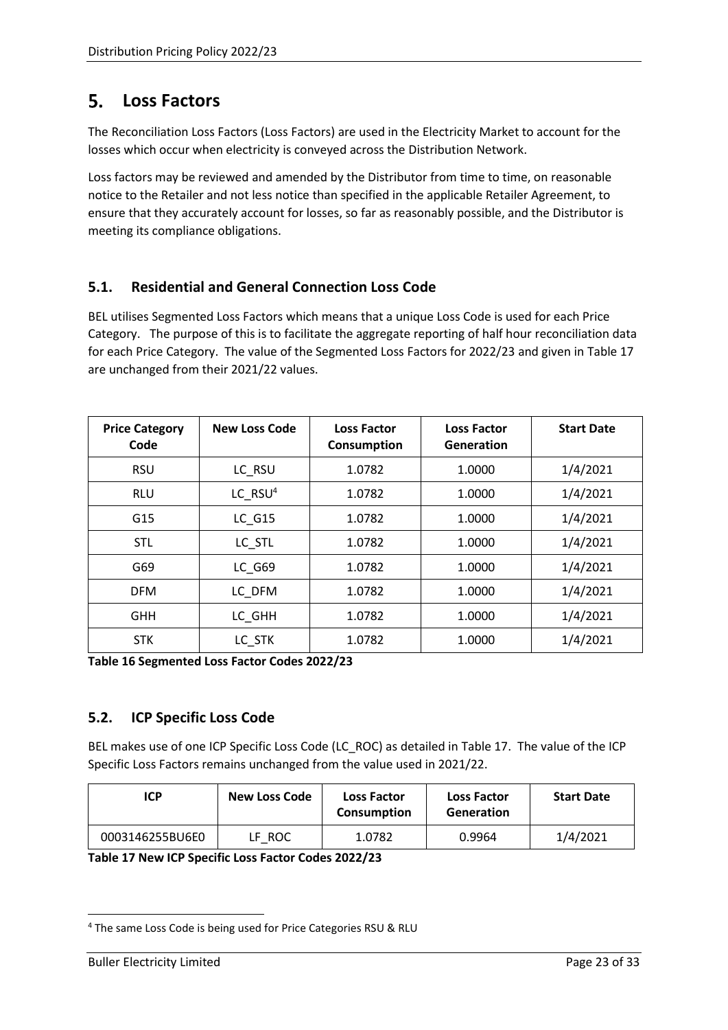## 5. Loss Factors

The Reconciliation Loss Factors (Loss Factors) are used in the Electricity Market to account for the losses which occur when electricity is conveyed across the Distribution Network.

Loss factors may be reviewed and amended by the Distributor from time to time, on reasonable notice to the Retailer and not less notice than specified in the applicable Retailer Agreement, to ensure that they accurately account for losses, so far as reasonably possible, and the Distributor is meeting its compliance obligations.

### 5.1. Residential and General Connection Loss Code

BEL utilises Segmented Loss Factors which means that a unique Loss Code is used for each Price Category. The purpose of this is to facilitate the aggregate reporting of half hour reconciliation data for each Price Category. The value of the Segmented Loss Factors for 2022/23 and given in Table 17 are unchanged from their 2021/22 values.

| Price Category Code | New Loss Code | Loss Factor Consumption | Loss Factor Generation | Start Date |
|---|---|---|---|---|
| RSU | LC_RSU | 1.0782 | 1.0000 | 1/4/2021 |
| RLU | LC_RSU[4] | 1.0782 | 1.0000 | 1/4/2021 |
| G15 | LC_G15 | 1.0782 | 1.0000 | 1/4/2021 |
| STL | LC_STL | 1.0782 | 1.0000 | 1/4/2021 |
| G69 | LC_G69 | 1.0782 | 1.0000 | 1/4/2021 |
| DFM | LC_DFM | 1.0782 | 1.0000 | 1/4/2021 |
| GHH | LC_GHH | 1.0782 | 1.0000 | 1/4/2021 |
| STK | LC_STK | 1.0782 | 1.0000 | 1/4/2021 |

**Table 16 Segmented Loss Factor Codes 2022/23**

### 5.2. ICP Specific Loss Code

BEL makes use of one ICP Specific Loss Code (LC_ROC) as detailed in Table 17. The value of the ICP Specific Loss Factors remains unchanged from the value used in 2021/22.

| ICP | New Loss Code | Loss Factor Consumption | Loss Factor Generation | Start Date |
|---|---|---|---|---|
| 0003146255BU6E0 | LF_ROC | 1.0782 | 0.9964 | 1/4/2021 |

**Table 17 New ICP Specific Loss Factor Codes 2022/23**

[4] The same Loss Code is being used for Price Categories RSU & RLU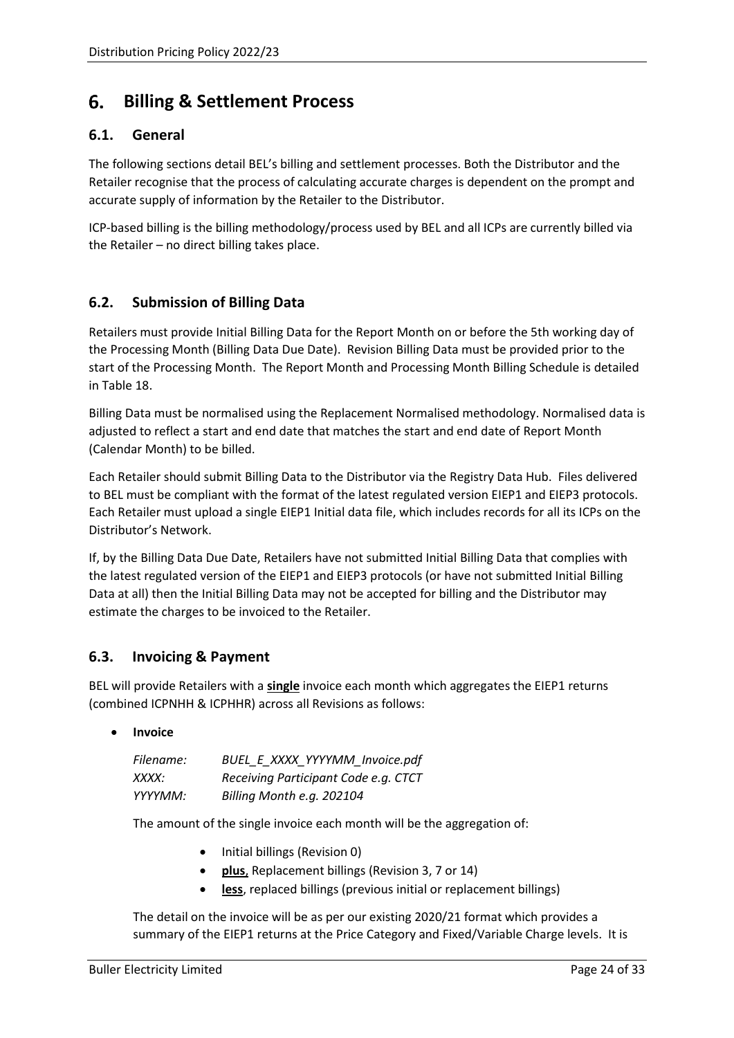# 6. Billing & Settlement Process

## 6.1. General

The following sections detail BEL's billing and settlement processes. Both the Distributor and the Retailer recognise that the process of calculating accurate charges is dependent on the prompt and accurate supply of information by the Retailer to the Distributor.

ICP-based billing is the billing methodology/process used by BEL and all ICPs are currently billed via the Retailer – no direct billing takes place.

## 6.2. Submission of Billing Data

Retailers must provide Initial Billing Data for the Report Month on or before the 5th working day of the Processing Month (Billing Data Due Date). Revision Billing Data must be provided prior to the start of the Processing Month. The Report Month and Processing Month Billing Schedule is detailed in Table 18.

Billing Data must be normalised using the Replacement Normalised methodology. Normalised data is adjusted to reflect a start and end date that matches the start and end date of Report Month (Calendar Month) to be billed.

Each Retailer should submit Billing Data to the Distributor via the Registry Data Hub. Files delivered to BEL must be compliant with the format of the latest regulated version EIEP1 and EIEP3 protocols. Each Retailer must upload a single EIEP1 Initial data file, which includes records for all its ICPs on the Distributor's Network.

If, by the Billing Data Due Date, Retailers have not submitted Initial Billing Data that complies with the latest regulated version of the EIEP1 and EIEP3 protocols (or have not submitted Initial Billing Data at all) then the Initial Billing Data may not be accepted for billing and the Distributor may estimate the charges to be invoiced to the Retailer.

## 6.3. Invoicing & Payment

BEL will provide Retailers with a **single** invoice each month which aggregates the EIEP1 returns (combined ICPNHH & ICPHHR) across all Revisions as follows:

- **Invoice**

  *Filename:* *BUEL_E_XXXX_YYYYMM_Invoice.pdf*
  *XXXX:* *Receiving Participant Code e.g. CTCT*
  *YYYYMM:* *Billing Month e.g. 202104*

  The amount of the single invoice each month will be the aggregation of:

  - Initial billings (Revision 0)
  - **plus**, Replacement billings (Revision 3, 7 or 14)
  - **less**, replaced billings (previous initial or replacement billings)

  The detail on the invoice will be as per our existing 2020/21 format which provides a summary of the EIEP1 returns at the Price Category and Fixed/Variable Charge levels. It is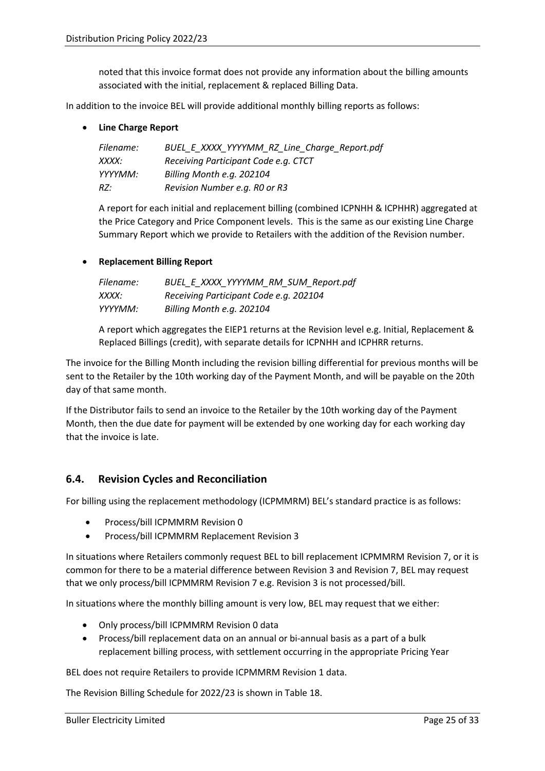noted that this invoice format does not provide any information about the billing amounts associated with the initial, replacement & replaced Billing Data.

In addition to the invoice BEL will provide additional monthly billing reports as follows:

- **Line Charge Report**

  *Filename:* *BUEL_E_XXXX_YYYYMM_RZ_Line_Charge_Report.pdf*
  *XXXX:* *Receiving Participant Code e.g. CTCT*
  *YYYYMM:* *Billing Month e.g. 202104*
  *RZ:* *Revision Number e.g. R0 or R3*

  A report for each initial and replacement billing (combined ICPNHH & ICPHHR) aggregated at the Price Category and Price Component levels. This is the same as our existing Line Charge Summary Report which we provide to Retailers with the addition of the Revision number.

- **Replacement Billing Report**

  *Filename:* *BUEL_E_XXXX_YYYYMM_RM_SUM_Report.pdf*
  *XXXX:* *Receiving Participant Code e.g. 202104*
  *YYYYMM:* *Billing Month e.g. 202104*

  A report which aggregates the EIEP1 returns at the Revision level e.g. Initial, Replacement & Replaced Billings (credit), with separate details for ICPNHH and ICPHRR returns.

The invoice for the Billing Month including the revision billing differential for previous months will be sent to the Retailer by the 10th working day of the Payment Month, and will be payable on the 20th day of that same month.

If the Distributor fails to send an invoice to the Retailer by the 10th working day of the Payment Month, then the due date for payment will be extended by one working day for each working day that the invoice is late.

## 6.4. Revision Cycles and Reconciliation

For billing using the replacement methodology (ICPMMRM) BEL's standard practice is as follows:

- Process/bill ICPMMRM Revision 0
- Process/bill ICPMMRM Replacement Revision 3

In situations where Retailers commonly request BEL to bill replacement ICPMMRM Revision 7, or it is common for there to be a material difference between Revision 3 and Revision 7, BEL may request that we only process/bill ICPMMRM Revision 7 e.g. Revision 3 is not processed/bill.

In situations where the monthly billing amount is very low, BEL may request that we either:

- Only process/bill ICPMMRM Revision 0 data
- Process/bill replacement data on an annual or bi-annual basis as a part of a bulk replacement billing process, with settlement occurring in the appropriate Pricing Year

BEL does not require Retailers to provide ICPMMRM Revision 1 data.

The Revision Billing Schedule for 2022/23 is shown in Table 18.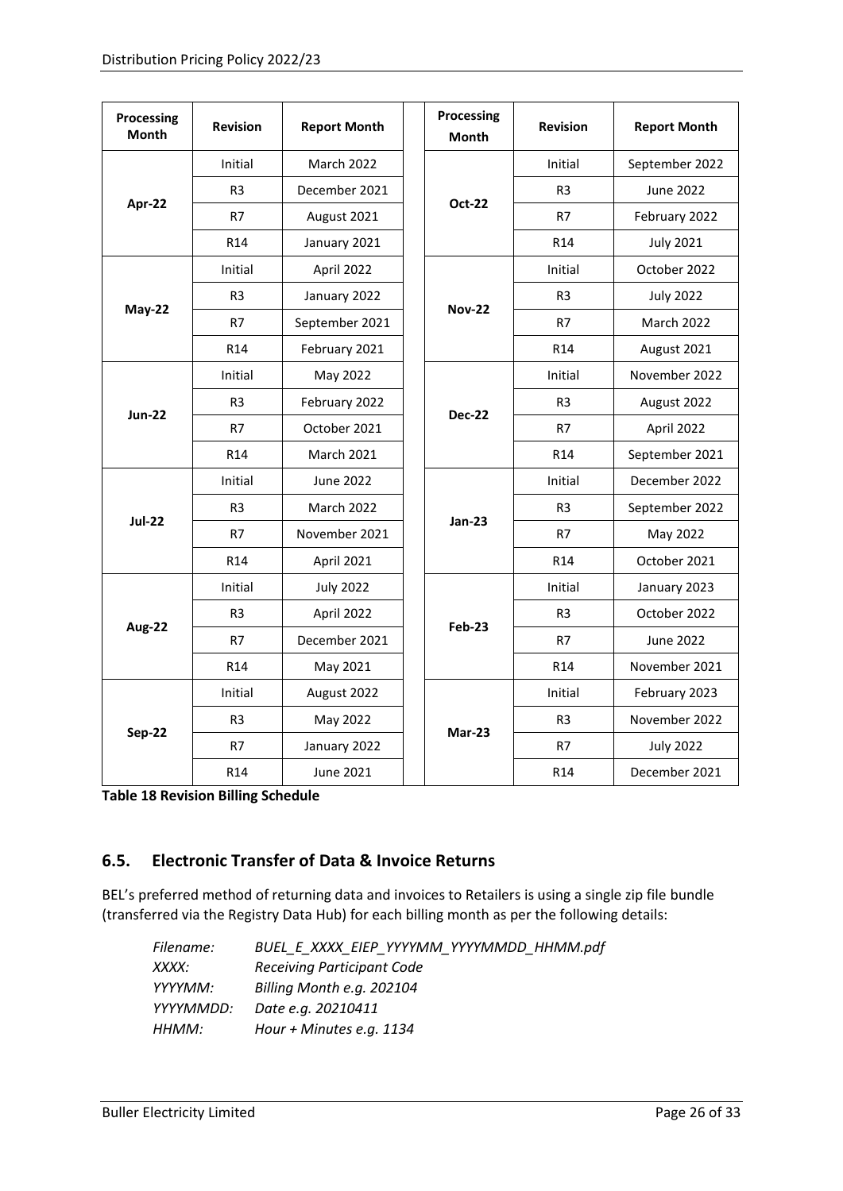| Processing Month | Revision | Report Month | Processing Month | Revision | Report Month |
|---|---|---|---|---|---|
| Apr-22 | Initial | March 2022 | Oct-22 | Initial | September 2022 |
| | R3 | December 2021 | | R3 | June 2022 |
| | R7 | August 2021 | | R7 | February 2022 |
| | R14 | January 2021 | | R14 | July 2021 |
| May-22 | Initial | April 2022 | Nov-22 | Initial | October 2022 |
| | R3 | January 2022 | | R3 | July 2022 |
| | R7 | September 2021 | | R7 | March 2022 |
| | R14 | February 2021 | | R14 | August 2021 |
| Jun-22 | Initial | May 2022 | Dec-22 | Initial | November 2022 |
| | R3 | February 2022 | | R3 | August 2022 |
| | R7 | October 2021 | | R7 | April 2022 |
| | R14 | March 2021 | | R14 | September 2021 |
| Jul-22 | Initial | June 2022 | Jan-23 | Initial | December 2022 |
| | R3 | March 2022 | | R3 | September 2022 |
| | R7 | November 2021 | | R7 | May 2022 |
| | R14 | April 2021 | | R14 | October 2021 |
| Aug-22 | Initial | July 2022 | Feb-23 | Initial | January 2023 |
| | R3 | April 2022 | | R3 | October 2022 |
| | R7 | December 2021 | | R7 | June 2022 |
| | R14 | May 2021 | | R14 | November 2021 |
| Sep-22 | Initial | August 2022 | Mar-23 | Initial | February 2023 |
| | R3 | May 2022 | | R3 | November 2022 |
| | R7 | January 2022 | | R7 | July 2022 |
| | R14 | June 2021 | | R14 | December 2021 |

**Table 18 Revision Billing Schedule**

## 6.5. Electronic Transfer of Data & Invoice Returns

BEL's preferred method of returning data and invoices to Retailers is using a single zip file bundle (transferred via the Registry Data Hub) for each billing month as per the following details:

*Filename:* *BUEL_E_XXXX_EIEP_YYYYMM_YYYYMMDD_HHMM.pdf*
*XXXX:* *Receiving Participant Code*
*YYYYMM:* *Billing Month e.g. 202104*
*YYYYMMDD:* *Date e.g. 20210411*
*HHMM:* *Hour + Minutes e.g. 1134*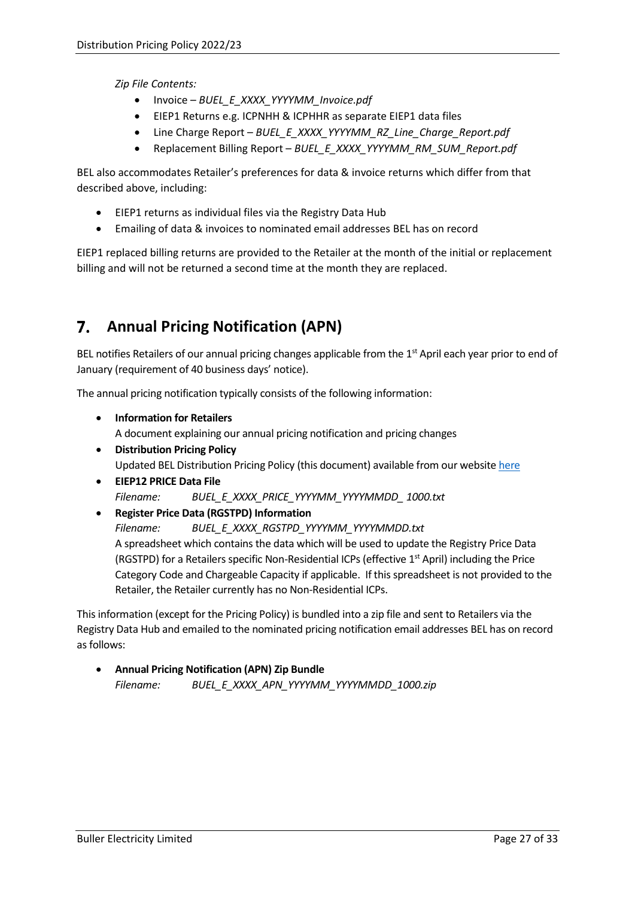*Zip File Contents:*

- Invoice – *BUEL_E_XXXX_YYYYMM_Invoice.pdf*
- EIEP1 Returns e.g. ICPNHH & ICPHHR as separate EIEP1 data files
- Line Charge Report – *BUEL_E_XXXX_YYYYMM_RZ_Line_Charge_Report.pdf*
- Replacement Billing Report – *BUEL_E_XXXX_YYYYMM_RM_SUM_Report.pdf*

BEL also accommodates Retailer's preferences for data & invoice returns which differ from that described above, including:

- EIEP1 returns as individual files via the Registry Data Hub
- Emailing of data & invoices to nominated email addresses BEL has on record

EIEP1 replaced billing returns are provided to the Retailer at the month of the initial or replacement billing and will not be returned a second time at the month they are replaced.

# 7. Annual Pricing Notification (APN)

BEL notifies Retailers of our annual pricing changes applicable from the 1st April each year prior to end of January (requirement of 40 business days' notice).

The annual pricing notification typically consists of the following information:

- **Information for Retailers**
  A document explaining our annual pricing notification and pricing changes
- **Distribution Pricing Policy**
  Updated BEL Distribution Pricing Policy (this document) available from our website here
- **EIEP12 PRICE Data File**
  *Filename: BUEL_E_XXXX_PRICE_YYYYMM_YYYYMMDD_ 1000.txt*
- **Register Price Data (RGSTPD) Information**
  *Filename: BUEL_E_XXXX_RGSTPD_YYYYMM_YYYYMMDD.txt*
  A spreadsheet which contains the data which will be used to update the Registry Price Data (RGSTPD) for a Retailers specific Non-Residential ICPs (effective 1st April) including the Price Category Code and Chargeable Capacity if applicable. If this spreadsheet is not provided to the Retailer, the Retailer currently has no Non-Residential ICPs.

This information (except for the Pricing Policy) is bundled into a zip file and sent to Retailers via the Registry Data Hub and emailed to the nominated pricing notification email addresses BEL has on record as follows:

- **Annual Pricing Notification (APN) Zip Bundle**
  *Filename: BUEL_E_XXXX_APN_YYYYMM_YYYYMMDD_1000.zip*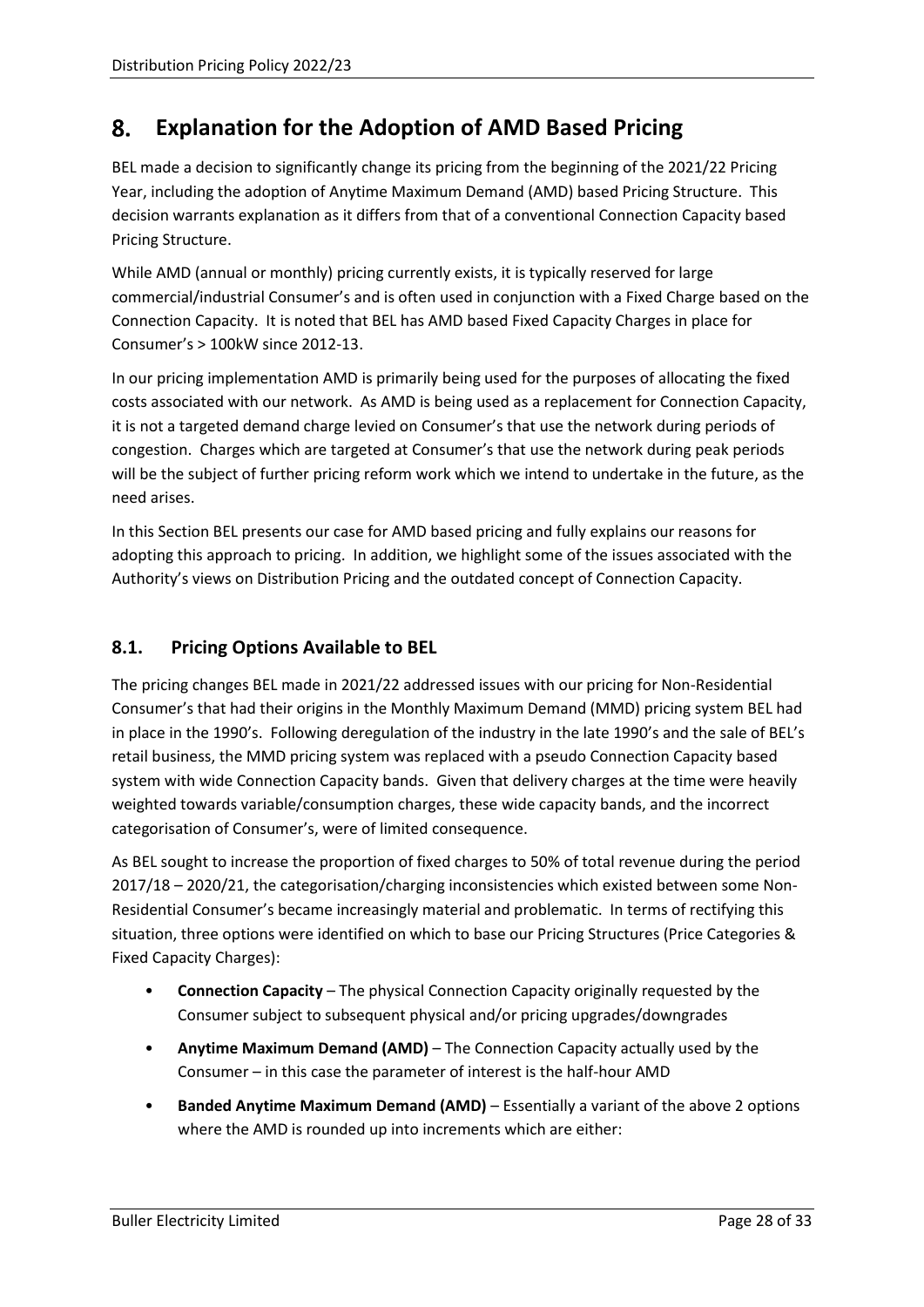## 8. Explanation for the Adoption of AMD Based Pricing

BEL made a decision to significantly change its pricing from the beginning of the 2021/22 Pricing Year, including the adoption of Anytime Maximum Demand (AMD) based Pricing Structure. This decision warrants explanation as it differs from that of a conventional Connection Capacity based Pricing Structure.

While AMD (annual or monthly) pricing currently exists, it is typically reserved for large commercial/industrial Consumer's and is often used in conjunction with a Fixed Charge based on the Connection Capacity. It is noted that BEL has AMD based Fixed Capacity Charges in place for Consumer's > 100kW since 2012-13.

In our pricing implementation AMD is primarily being used for the purposes of allocating the fixed costs associated with our network. As AMD is being used as a replacement for Connection Capacity, it is not a targeted demand charge levied on Consumer's that use the network during periods of congestion. Charges which are targeted at Consumer's that use the network during peak periods will be the subject of further pricing reform work which we intend to undertake in the future, as the need arises.

In this Section BEL presents our case for AMD based pricing and fully explains our reasons for adopting this approach to pricing. In addition, we highlight some of the issues associated with the Authority's views on Distribution Pricing and the outdated concept of Connection Capacity.

### 8.1. Pricing Options Available to BEL

The pricing changes BEL made in 2021/22 addressed issues with our pricing for Non-Residential Consumer's that had their origins in the Monthly Maximum Demand (MMD) pricing system BEL had in place in the 1990's. Following deregulation of the industry in the late 1990's and the sale of BEL's retail business, the MMD pricing system was replaced with a pseudo Connection Capacity based system with wide Connection Capacity bands. Given that delivery charges at the time were heavily weighted towards variable/consumption charges, these wide capacity bands, and the incorrect categorisation of Consumer's, were of limited consequence.

As BEL sought to increase the proportion of fixed charges to 50% of total revenue during the period 2017/18 – 2020/21, the categorisation/charging inconsistencies which existed between some Non-Residential Consumer's became increasingly material and problematic. In terms of rectifying this situation, three options were identified on which to base our Pricing Structures (Price Categories & Fixed Capacity Charges):

- **Connection Capacity** – The physical Connection Capacity originally requested by the Consumer subject to subsequent physical and/or pricing upgrades/downgrades
- **Anytime Maximum Demand (AMD)** – The Connection Capacity actually used by the Consumer – in this case the parameter of interest is the half-hour AMD
- **Banded Anytime Maximum Demand (AMD)** – Essentially a variant of the above 2 options where the AMD is rounded up into increments which are either: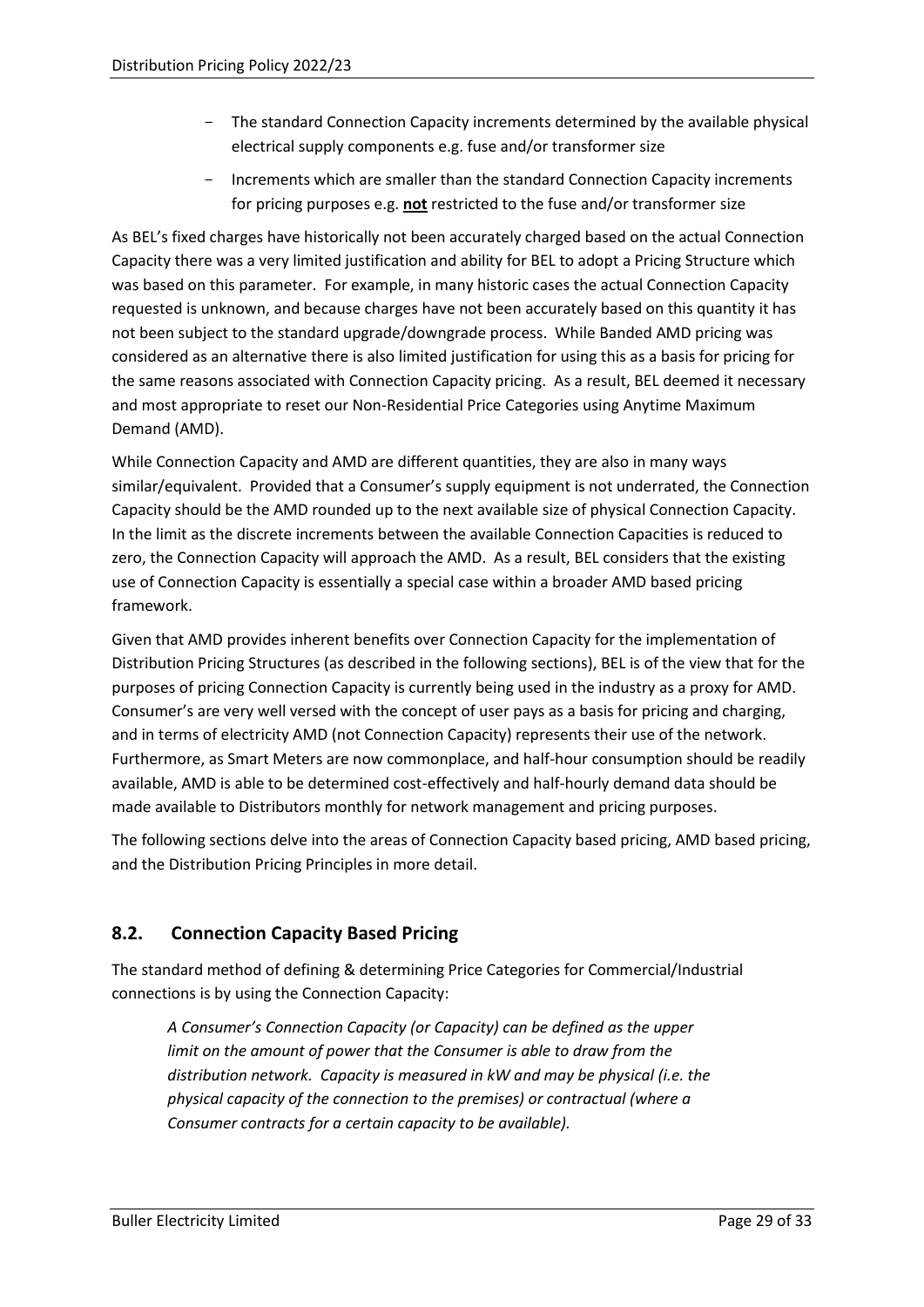- The standard Connection Capacity increments determined by the available physical electrical supply components e.g. fuse and/or transformer size
- Increments which are smaller than the standard Connection Capacity increments for pricing purposes e.g. **not** restricted to the fuse and/or transformer size

As BEL's fixed charges have historically not been accurately charged based on the actual Connection Capacity there was a very limited justification and ability for BEL to adopt a Pricing Structure which was based on this parameter. For example, in many historic cases the actual Connection Capacity requested is unknown, and because charges have not been accurately based on this quantity it has not been subject to the standard upgrade/downgrade process. While Banded AMD pricing was considered as an alternative there is also limited justification for using this as a basis for pricing for the same reasons associated with Connection Capacity pricing. As a result, BEL deemed it necessary and most appropriate to reset our Non-Residential Price Categories using Anytime Maximum Demand (AMD).

While Connection Capacity and AMD are different quantities, they are also in many ways similar/equivalent. Provided that a Consumer's supply equipment is not underrated, the Connection Capacity should be the AMD rounded up to the next available size of physical Connection Capacity. In the limit as the discrete increments between the available Connection Capacities is reduced to zero, the Connection Capacity will approach the AMD. As a result, BEL considers that the existing use of Connection Capacity is essentially a special case within a broader AMD based pricing framework.

Given that AMD provides inherent benefits over Connection Capacity for the implementation of Distribution Pricing Structures (as described in the following sections), BEL is of the view that for the purposes of pricing Connection Capacity is currently being used in the industry as a proxy for AMD. Consumer's are very well versed with the concept of user pays as a basis for pricing and charging, and in terms of electricity AMD (not Connection Capacity) represents their use of the network. Furthermore, as Smart Meters are now commonplace, and half-hour consumption should be readily available, AMD is able to be determined cost-effectively and half-hourly demand data should be made available to Distributors monthly for network management and pricing purposes.

The following sections delve into the areas of Connection Capacity based pricing, AMD based pricing, and the Distribution Pricing Principles in more detail.

## 8.2. Connection Capacity Based Pricing

The standard method of defining & determining Price Categories for Commercial/Industrial connections is by using the Connection Capacity:

> *A Consumer's Connection Capacity (or Capacity) can be defined as the upper limit on the amount of power that the Consumer is able to draw from the distribution network. Capacity is measured in kW and may be physical (i.e. the physical capacity of the connection to the premises) or contractual (where a Consumer contracts for a certain capacity to be available).*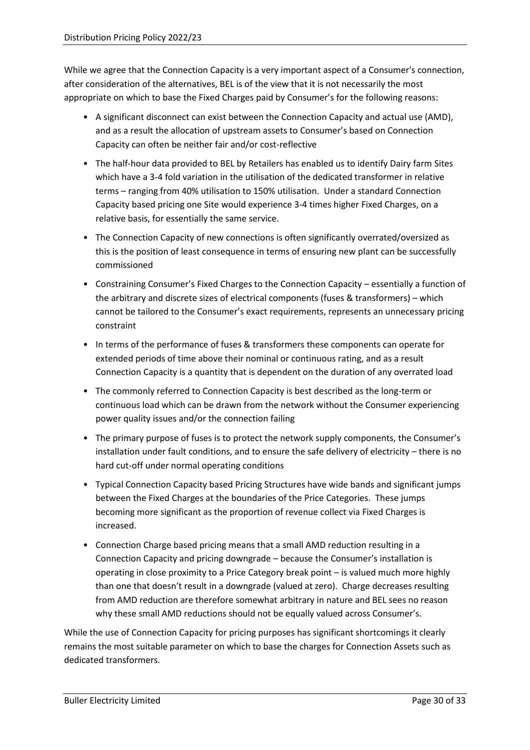While we agree that the Connection Capacity is a very important aspect of a Consumer's connection, after consideration of the alternatives, BEL is of the view that it is not necessarily the most appropriate on which to base the Fixed Charges paid by Consumer's for the following reasons:

- A significant disconnect can exist between the Connection Capacity and actual use (AMD), and as a result the allocation of upstream assets to Consumer's based on Connection Capacity can often be neither fair and/or cost-reflective
- The half-hour data provided to BEL by Retailers has enabled us to identify Dairy farm Sites which have a 3-4 fold variation in the utilisation of the dedicated transformer in relative terms – ranging from 40% utilisation to 150% utilisation. Under a standard Connection Capacity based pricing one Site would experience 3-4 times higher Fixed Charges, on a relative basis, for essentially the same service.
- The Connection Capacity of new connections is often significantly overrated/oversized as this is the position of least consequence in terms of ensuring new plant can be successfully commissioned
- Constraining Consumer's Fixed Charges to the Connection Capacity – essentially a function of the arbitrary and discrete sizes of electrical components (fuses & transformers) – which cannot be tailored to the Consumer's exact requirements, represents an unnecessary pricing constraint
- In terms of the performance of fuses & transformers these components can operate for extended periods of time above their nominal or continuous rating, and as a result Connection Capacity is a quantity that is dependent on the duration of any overrated load
- The commonly referred to Connection Capacity is best described as the long-term or continuous load which can be drawn from the network without the Consumer experiencing power quality issues and/or the connection failing
- The primary purpose of fuses is to protect the network supply components, the Consumer's installation under fault conditions, and to ensure the safe delivery of electricity – there is no hard cut-off under normal operating conditions
- Typical Connection Capacity based Pricing Structures have wide bands and significant jumps between the Fixed Charges at the boundaries of the Price Categories. These jumps becoming more significant as the proportion of revenue collect via Fixed Charges is increased.
- Connection Charge based pricing means that a small AMD reduction resulting in a Connection Capacity and pricing downgrade – because the Consumer's installation is operating in close proximity to a Price Category break point – is valued much more highly than one that doesn't result in a downgrade (valued at zero). Charge decreases resulting from AMD reduction are therefore somewhat arbitrary in nature and BEL sees no reason why these small AMD reductions should not be equally valued across Consumer's.

While the use of Connection Capacity for pricing purposes has significant shortcomings it clearly remains the most suitable parameter on which to base the charges for Connection Assets such as dedicated transformers.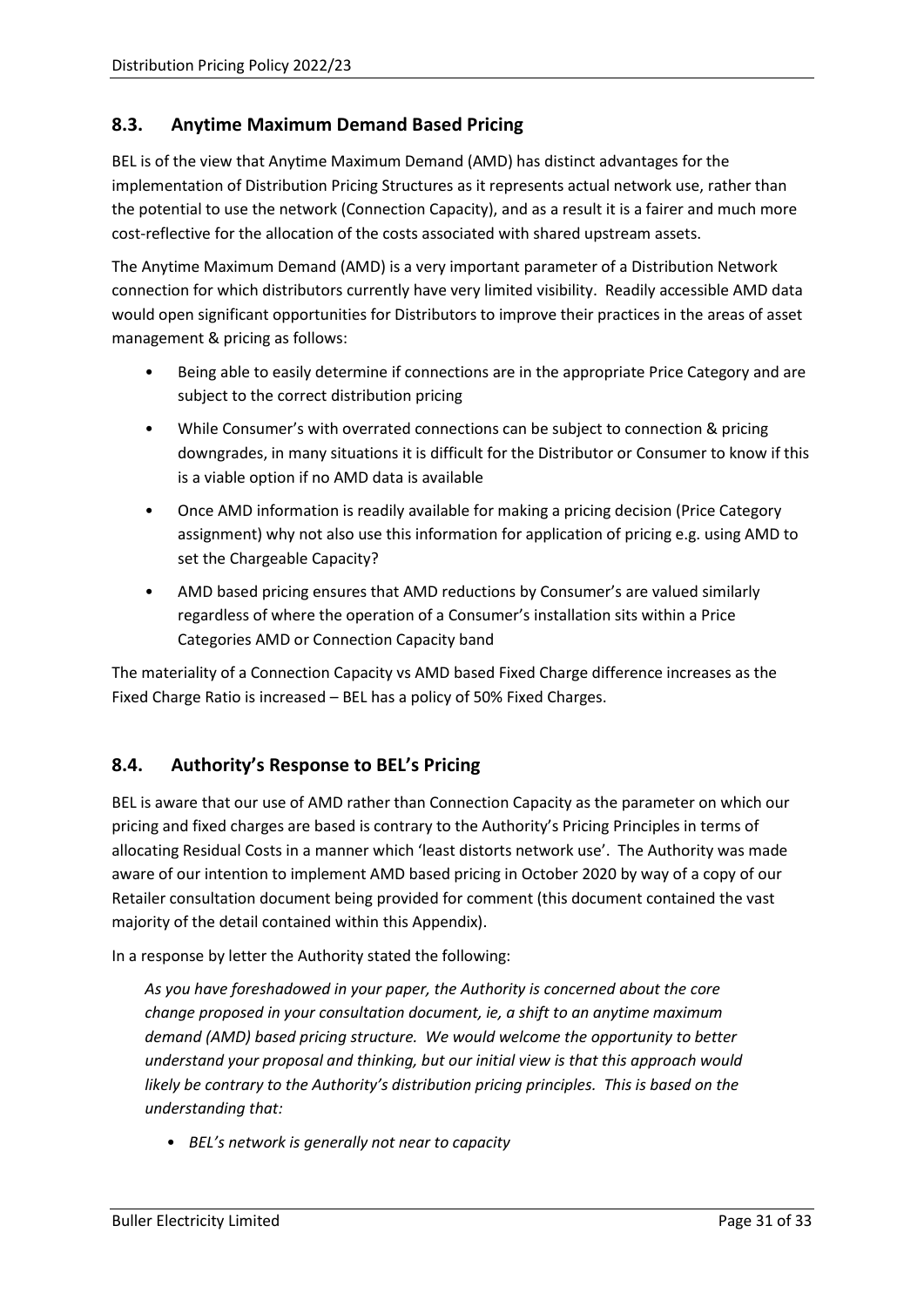## 8.3. Anytime Maximum Demand Based Pricing

BEL is of the view that Anytime Maximum Demand (AMD) has distinct advantages for the implementation of Distribution Pricing Structures as it represents actual network use, rather than the potential to use the network (Connection Capacity), and as a result it is a fairer and much more cost-reflective for the allocation of the costs associated with shared upstream assets.

The Anytime Maximum Demand (AMD) is a very important parameter of a Distribution Network connection for which distributors currently have very limited visibility. Readily accessible AMD data would open significant opportunities for Distributors to improve their practices in the areas of asset management & pricing as follows:

- Being able to easily determine if connections are in the appropriate Price Category and are subject to the correct distribution pricing
- While Consumer's with overrated connections can be subject to connection & pricing downgrades, in many situations it is difficult for the Distributor or Consumer to know if this is a viable option if no AMD data is available
- Once AMD information is readily available for making a pricing decision (Price Category assignment) why not also use this information for application of pricing e.g. using AMD to set the Chargeable Capacity?
- AMD based pricing ensures that AMD reductions by Consumer's are valued similarly regardless of where the operation of a Consumer's installation sits within a Price Categories AMD or Connection Capacity band

The materiality of a Connection Capacity vs AMD based Fixed Charge difference increases as the Fixed Charge Ratio is increased – BEL has a policy of 50% Fixed Charges.

## 8.4. Authority's Response to BEL's Pricing

BEL is aware that our use of AMD rather than Connection Capacity as the parameter on which our pricing and fixed charges are based is contrary to the Authority's Pricing Principles in terms of allocating Residual Costs in a manner which 'least distorts network use'. The Authority was made aware of our intention to implement AMD based pricing in October 2020 by way of a copy of our Retailer consultation document being provided for comment (this document contained the vast majority of the detail contained within this Appendix).

In a response by letter the Authority stated the following:

> *As you have foreshadowed in your paper, the Authority is concerned about the core change proposed in your consultation document, ie, a shift to an anytime maximum demand (AMD) based pricing structure. We would welcome the opportunity to better understand your proposal and thinking, but our initial view is that this approach would likely be contrary to the Authority's distribution pricing principles. This is based on the understanding that:*
>
> - *BEL's network is generally not near to capacity*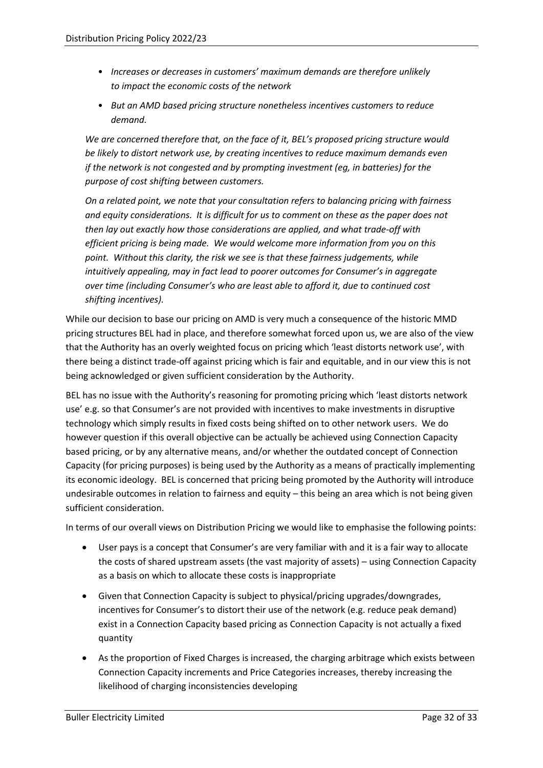- *Increases or decreases in customers' maximum demands are therefore unlikely to impact the economic costs of the network*
- *But an AMD based pricing structure nonetheless incentives customers to reduce demand.*

*We are concerned therefore that, on the face of it, BEL's proposed pricing structure would be likely to distort network use, by creating incentives to reduce maximum demands even if the network is not congested and by prompting investment (eg, in batteries) for the purpose of cost shifting between customers.*

*On a related point, we note that your consultation refers to balancing pricing with fairness and equity considerations. It is difficult for us to comment on these as the paper does not then lay out exactly how those considerations are applied, and what trade-off with efficient pricing is being made. We would welcome more information from you on this point. Without this clarity, the risk we see is that these fairness judgements, while intuitively appealing, may in fact lead to poorer outcomes for Consumer's in aggregate over time (including Consumer's who are least able to afford it, due to continued cost shifting incentives).*

While our decision to base our pricing on AMD is very much a consequence of the historic MMD pricing structures BEL had in place, and therefore somewhat forced upon us, we are also of the view that the Authority has an overly weighted focus on pricing which 'least distorts network use', with there being a distinct trade-off against pricing which is fair and equitable, and in our view this is not being acknowledged or given sufficient consideration by the Authority.

BEL has no issue with the Authority's reasoning for promoting pricing which 'least distorts network use' e.g. so that Consumer's are not provided with incentives to make investments in disruptive technology which simply results in fixed costs being shifted on to other network users. We do however question if this overall objective can be actually be achieved using Connection Capacity based pricing, or by any alternative means, and/or whether the outdated concept of Connection Capacity (for pricing purposes) is being used by the Authority as a means of practically implementing its economic ideology. BEL is concerned that pricing being promoted by the Authority will introduce undesirable outcomes in relation to fairness and equity – this being an area which is not being given sufficient consideration.

In terms of our overall views on Distribution Pricing we would like to emphasise the following points:

- User pays is a concept that Consumer's are very familiar with and it is a fair way to allocate the costs of shared upstream assets (the vast majority of assets) – using Connection Capacity as a basis on which to allocate these costs is inappropriate
- Given that Connection Capacity is subject to physical/pricing upgrades/downgrades, incentives for Consumer's to distort their use of the network (e.g. reduce peak demand) exist in a Connection Capacity based pricing as Connection Capacity is not actually a fixed quantity
- As the proportion of Fixed Charges is increased, the charging arbitrage which exists between Connection Capacity increments and Price Categories increases, thereby increasing the likelihood of charging inconsistencies developing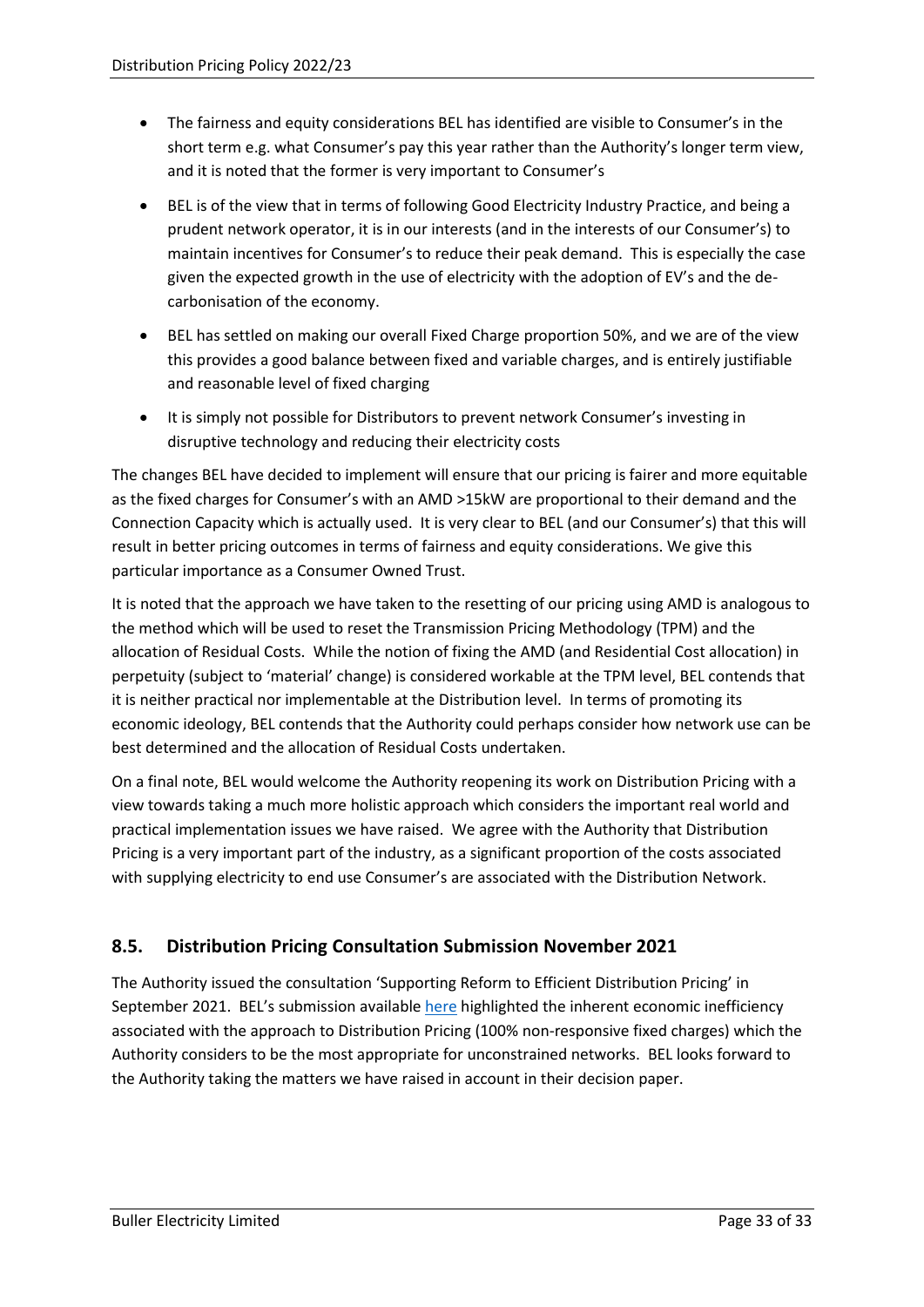- The fairness and equity considerations BEL has identified are visible to Consumer's in the short term e.g. what Consumer's pay this year rather than the Authority's longer term view, and it is noted that the former is very important to Consumer's
- BEL is of the view that in terms of following Good Electricity Industry Practice, and being a prudent network operator, it is in our interests (and in the interests of our Consumer's) to maintain incentives for Consumer's to reduce their peak demand. This is especially the case given the expected growth in the use of electricity with the adoption of EV's and the de-carbonisation of the economy.
- BEL has settled on making our overall Fixed Charge proportion 50%, and we are of the view this provides a good balance between fixed and variable charges, and is entirely justifiable and reasonable level of fixed charging
- It is simply not possible for Distributors to prevent network Consumer's investing in disruptive technology and reducing their electricity costs

The changes BEL have decided to implement will ensure that our pricing is fairer and more equitable as the fixed charges for Consumer's with an AMD >15kW are proportional to their demand and the Connection Capacity which is actually used. It is very clear to BEL (and our Consumer's) that this will result in better pricing outcomes in terms of fairness and equity considerations. We give this particular importance as a Consumer Owned Trust.

It is noted that the approach we have taken to the resetting of our pricing using AMD is analogous to the method which will be used to reset the Transmission Pricing Methodology (TPM) and the allocation of Residual Costs. While the notion of fixing the AMD (and Residential Cost allocation) in perpetuity (subject to 'material' change) is considered workable at the TPM level, BEL contends that it is neither practical nor implementable at the Distribution level. In terms of promoting its economic ideology, BEL contends that the Authority could perhaps consider how network use can be best determined and the allocation of Residual Costs undertaken.

On a final note, BEL would welcome the Authority reopening its work on Distribution Pricing with a view towards taking a much more holistic approach which considers the important real world and practical implementation issues we have raised. We agree with the Authority that Distribution Pricing is a very important part of the industry, as a significant proportion of the costs associated with supplying electricity to end use Consumer's are associated with the Distribution Network.

## 8.5. Distribution Pricing Consultation Submission November 2021

The Authority issued the consultation 'Supporting Reform to Efficient Distribution Pricing' in September 2021. BEL's submission available here highlighted the inherent economic inefficiency associated with the approach to Distribution Pricing (100% non-responsive fixed charges) which the Authority considers to be the most appropriate for unconstrained networks. BEL looks forward to the Authority taking the matters we have raised in account in their decision paper.